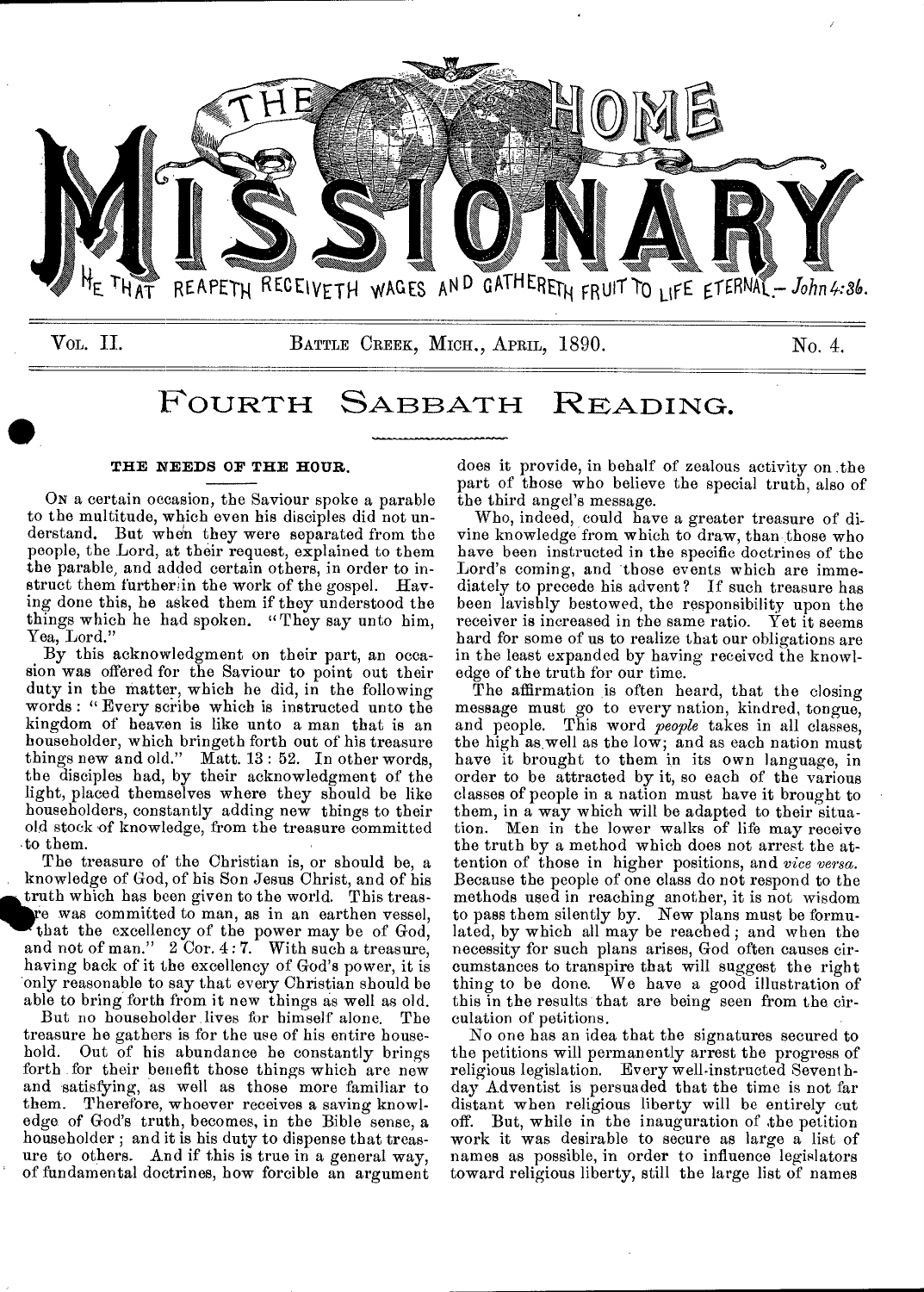# THE HOME MISSIONARY

HE THAT REAPETH RECEIVETH WAGES AND GATHERETH FRUIT TO LIFE ETERNAL.—*John 4:36.*

VOL. II. BATTLE CREEK, MICH., APRIL, 1890. No. 4.

## FOURTH SABBATH READING.

### THE NEEDS OF THE HOUR.

ON a certain occasion, the Saviour spoke a parable to the multitude, which even his disciples did not understand. But when they were separated from the people, the Lord, at their request, explained to them the parable, and added certain others, in order to instruct them further in the work of the gospel. Having done this, he asked them if they understood the things which he had spoken. "They say unto him, Yea, Lord."

By this acknowledgment on their part, an occasion was offered for the Saviour to point out their duty in the matter, which he did, in the following words: "Every scribe which is instructed unto the kingdom of heaven is like unto a man that is an householder, which bringeth forth out of his treasure things new and old." Matt. 13:52. In other words, the disciples had, by their acknowledgment of the light, placed themselves where they should be like householders, constantly adding new things to their old stock of knowledge, from the treasure committed to them.

The treasure of the Christian is, or should be, a knowledge of God, of his Son Jesus Christ, and of his truth which has been given to the world. This treasure was committed to man, as in an earthen vessel, that the excellency of the power may be of God, and not of man." 2 Cor. 4:7. With such a treasure, having back of it the excellency of God's power, it is only reasonable to say that every Christian should be able to bring forth from it new things as well as old.

But no householder lives for himself alone. The treasure he gathers is for the use of his entire household. Out of his abundance he constantly brings forth for their benefit those things which are new and satisfying, as well as those more familiar to them. Therefore, whoever receives a saving knowledge of God's truth, becomes, in the Bible sense, a householder; and it is his duty to dispense that treasure to others. And if this is true in a general way, of fundamental doctrines, how forcible an argument does it provide, in behalf of zealous activity on the part of those who believe the special truth, also of the third angel's message.

Who, indeed, could have a greater treasure of divine knowledge from which to draw, than those who have been instructed in the specific doctrines of the Lord's coming, and those events which are immediately to precede his advent? If such treasure has been lavishly bestowed, the responsibility upon the receiver is increased in the same ratio. Yet it seems hard for some of us to realize that our obligations are in the least expanded by having received the knowledge of the truth for our time.

The affirmation is often heard, that the closing message must go to every nation, kindred, tongue, and people. This word *people* takes in all classes, the high as well as the low; and as each nation must have it brought to them in its own language, in order to be attracted by it, so each of the various classes of people in a nation must have it brought to them, in a way which will be adapted to their situation. Men in the lower walks of life may receive the truth by a method which does not arrest the attention of those in higher positions, and *vice versa.* Because the people of one class do not respond to the methods used in reaching another, it is not wisdom to pass them silently by. New plans must be formulated, by which all may be reached; and when the necessity for such plans arises, God often causes circumstances to transpire that will suggest the right thing to be done. We have a good illustration of this in the results that are being seen from the circulation of petitions.

No one has an idea that the signatures secured to the petitions will permanently arrest the progress of religious legislation. Every well-instructed Seventh-day Adventist is persuaded that the time is not far distant when religious liberty will be entirely cut off. But, while in the inauguration of the petition work it was desirable to secure as large a list of names as possible, in order to influence legislators toward religious liberty, still the large list of names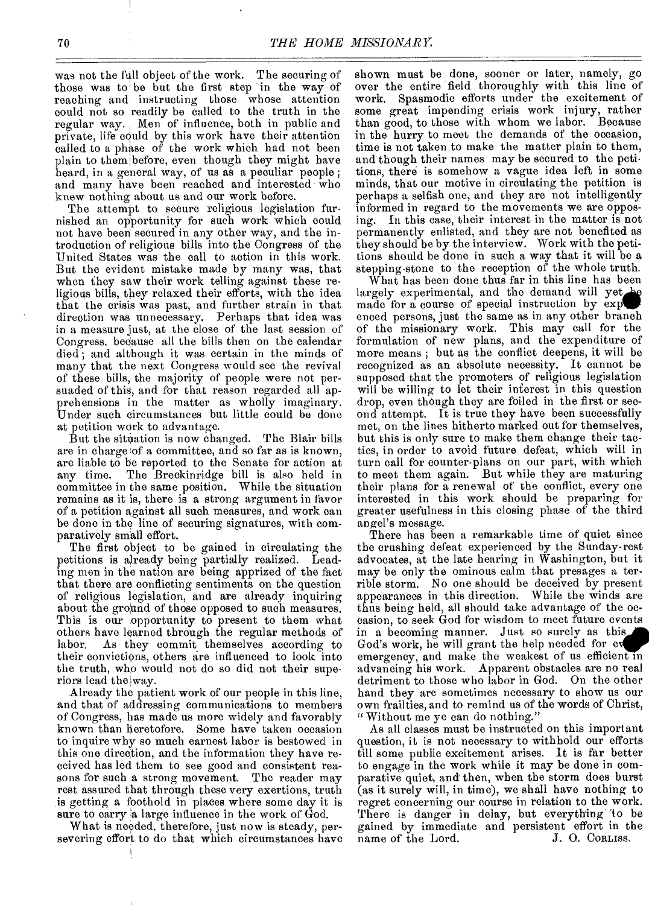was not the full object of the work. The securing of those was to be but the first step in the way of reaching and instructing those whose attention could not so readily be called to the truth in the regular way. Men of influence, both in public and private, life could by this work have their attention called to a phase of the work which had not been plain to them before, even though they might have heard, in a general way, of us as a peculiar people; and many have been reached and interested who knew nothing about us and our work before.

The attempt to secure religious legislation furnished an opportunity for such work which could not have been secured in any other way, and the introduction of religious bills into the Congress of the United States was the call to action in this work. But the evident mistake made by many was, that when they saw their work telling against these religious bills, they relaxed their efforts, with the idea that the crisis was past, and further strain in that direction was unnecessary. Perhaps that idea was in a measure just, at the close of the last session of Congress, because all the bills then on the calendar died; and although it was certain in the minds of many that the next Congress would see the revival of these bills, the majority of people were not persuaded of this, and for that reason regarded all apprehensions in the matter as wholly imaginary. Under such circumstances but little could be done at petition work to advantage.

But the situation is now changed. The Blair bills are in charge of a committee, and so far as is known, are liable to be reported to the Senate for action at any time. The Breckinridge bill is also held in committee in the same position. While the situation remains as it is, there is a strong argument in favor of a petition against all such measures, and work can be done in the line of securing signatures, with comparatively small effort.

The first object to be gained in circulating the petitions is already being partially realized. Leading men in the nation are being apprized of the fact that there are conflicting sentiments on the question of religious legislation, and are already inquiring about the ground of those opposed to such measures. This is our opportunity to present to them what others have learned through the regular methods of labor. As they commit themselves according to their convictions, others are influenced to look into the truth, who would not do so did not their superiors lead the way.

Already the patient work of our people in this line, and that of addressing communications to members of Congress, has made us more widely and favorably known than heretofore. Some have taken occasion to inquire why so much earnest labor is bestowed in this one direction, and the information they have received has led them to see good and consistent reasons for such a strong movement. The reader may rest assured that through these very exertions, truth is getting a foothold in places where some day it is sure to carry a large influence in the work of God.

What is needed, therefore, just now is steady, persevering effort to do that which circumstances have shown must be done, sooner or later, namely, go over the entire field thoroughly with this line of work. Spasmodic efforts under the excitement of some great impending crisis work injury, rather than good, to those with whom we labor. Because in the hurry to meet the demands of the occasion, time is not taken to make the matter plain to them, and though their names may be secured to the petitions, there is somehow a vague idea left in some minds, that our motive in circulating the petition is perhaps a selfish one, and they are not intelligently informed in regard to the movements we are opposing. In this case, their interest in the matter is not permanently enlisted, and they are not benefited as they should be by the interview. Work with the petitions should be done in such a way that it will be a stepping-stone to the reception of the whole truth.

What has been done thus far in this line has been largely experimental, and the demand will yet be made for a course of special instruction by experienced persons, just the same as in any other branch of the missionary work. This may call for the formulation of new plans, and the expenditure of more means; but as the conflict deepens, it will be recognized as an absolute necessity. It cannot be supposed that the promoters of religious legislation will be willing to let their interest in this question drop, even though they are foiled in the first or second attempt. It is true they have been successfully met, on the lines hitherto marked out for themselves, but this is only sure to make them change their tactics, in order to avoid future defeat, which will in turn call for counter-plans on our part, with which to meet them again. But while they are maturing their plans for a renewal of the conflict, every one interested in this work should be preparing for greater usefulness in this closing phase of the third angel's message.

There has been a remarkable time of quiet since the crushing defeat experienced by the Sunday-rest advocates, at the late hearing in Washington, but it may be only the ominous calm that presages a terrible storm. No one should be deceived by present appearances in this direction. While the winds are thus being held, all should take advantage of the occasion, to seek God for wisdom to meet future events in a becoming manner. Just so surely as this is God's work, he will grant the help needed for every emergency, and make the weakest of us efficient in advancing his work. Apparent obstacles are no real detriment to those who labor in God. On the other hand they are sometimes necessary to show us our own frailties, and to remind us of the words of Christ, "Without me ye can do nothing."

As all classes must be instructed on this important question, it is not necessary to withhold our efforts till some public excitement arises. It is far better to engage in the work while it may be done in comparative quiet, and then, when the storm does burst (as it surely will, in time), we shall have nothing to regret concerning our course in relation to the work. There is danger in delay, but everything to be gained by immediate and persistent effort in the name of the Lord.

J. O. CORLISS.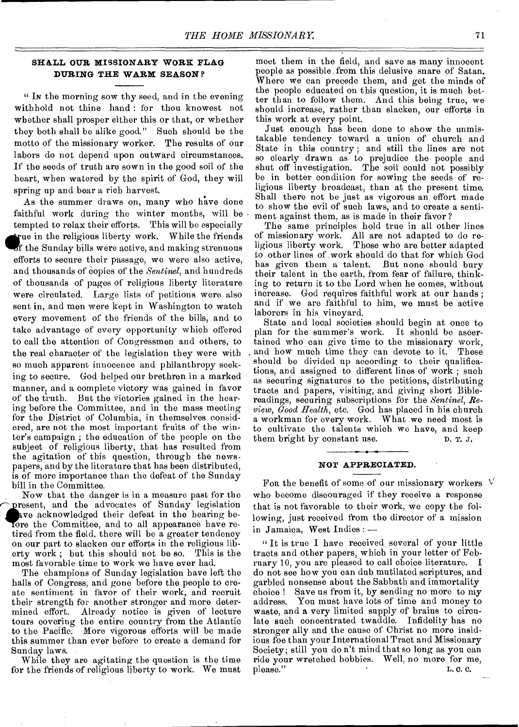## SHALL OUR MISSIONARY WORK FLAG DURING THE WARM SEASON?

"In the morning sow thy seed, and in the evening withhold not thine hand: for thou knowest not whether shall prosper either this or that, or whether they both shall be alike good." Such should be the motto of the missionary worker. The results of our labors do not depend upon outward circumstances. If the seeds of truth are sown in the good soil of the heart, when watered by the spirit of God, they will spring up and bear a rich harvest.

As the summer draws on, many who have done faithful work during the winter months, will be tempted to relax their efforts. This will be especially true in the religious liberty work. While the friends of the Sunday bills were active, and making strenuous efforts to secure their passage, we were also active, and thousands of copies of the *Sentinel*, and hundreds of thousands of pages of religious liberty literature were circulated. Large lists of petitions were also sent in, and men were kept in Washington to watch every movement of the friends of the bills, and to take advantage of every opportunity which offered to call the attention of Congressmen and others, to the real character of the legislation they were with so much apparent innocence and philanthropy seeking to secure. God helped our brethren in a marked manner, and a complete victory was gained in favor of the truth. But the victories gained in the hearing before the Committee, and in the mass meeting for the District of Columbia, in themselves considered, are not the most important fruits of the winter's campaign; the education of the people on the subject of religious liberty, that has resulted from the agitation of this question, through the newspapers, and by the literature that has been distributed, is of more importance than the defeat of the Sunday bill in the Committee.

Now that the danger is in a measure past for the present, and the advocates of Sunday legislation have acknowledged their defeat in the hearing before the Committee, and to all appearance have retired from the field, there will be a greater tendency on our part to slacken our efforts in the religious liberty work; but this should not be so. This is the most favorable time to work we have ever had.

The champions of Sunday legislation have left the halls of Congress, and gone before the people to create sentiment in favor of their work, and recruit their strength for another stronger and more determined effort. Already notice is given of lecture tours covering the entire country from the Atlantic to the Pacific. More vigorous efforts will be made this summer than ever before to create a demand for Sunday laws.

While they are agitating the question is the time for the friends of religious liberty to work. We must meet them in the field, and save as many innocent people as possible from this delusive snare of Satan. Where we can precede them, and get the minds of the people educated on this question, it is much better than to follow them. And this being true, we should increase, rather than slacken, our efforts in this work at every point.

Just enough has been done to show the unmistakable tendency toward a union of church and State in this country; and still the lines are not so clearly drawn as to prejudice the people and shut off investigation. The soil could not possibly be in better condition for sowing the seeds of religious liberty broadcast, than at the present time. Shall there not be just as vigorous an effort made to show the evil of such laws, and to create a sentiment against them, as is made in their favor?

The same principles hold true in all other lines of missionary work. All are not adapted to do religious liberty work. Those who are better adapted to other lines of work should do that for which God has given them a talent. But none should bury their talent in the earth, from fear of failure, thinking to return it to the Lord when he comes, without increase. God requires faithful work at our hands; and if we are faithful to him, we must be active laborers in his vineyard.

State and local societies should begin at once to plan for the summer's work. It should be ascertained who can give time to the missionary work, and how much time they can devote to it. These should be divided up according to their qualifications, and assigned to different lines of work; such as securing signatures to the petitions, distributing tracts and papers, visiting, and giving short Bible-readings, securing subscriptions for the *Sentinel*, *Review*, *Good Health*, etc. God has placed in his church a workman for every work. What we need most is to cultivate the talents which we have, and keep them bright by constant use.

D. T. J.

## NOT APPRECIATED.

For the benefit of some of our missionary workers who become discouraged if they receive a response that is not favorable to their work, we copy the following, just received from the director of a mission in Jamaica, West Indies: —

"It is true I have received several of your little tracts and other papers, which in your letter of February 10, you are pleased to call choice literature. I do not see how you can dub mutilated scriptures, and garbled nonsense about the Sabbath and immortality choice! Save us from it, by sending no more to my address. You must have lots of time and money to waste, and a very limited supply of brains to circulate such concentrated twaddle. Infidelity has no stronger ally and the cause of Christ no more insidious foe than your International Tract and Missionary Society; still you do n't mind that so long as you can ride your wretched hobbies. Well, no more for me, please."

L. C. C.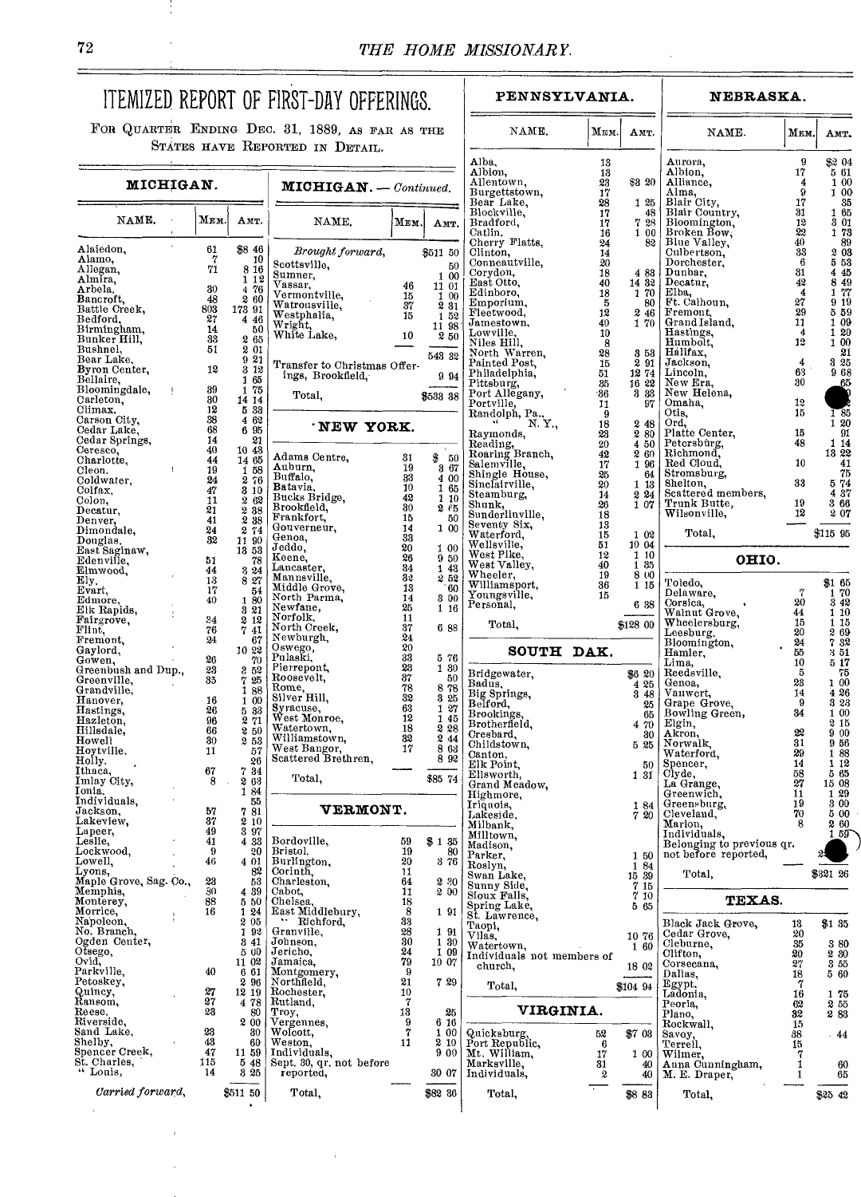# ITEMIZED REPORT OF FIRST-DAY OFFERINGS.

For Quarter Ending Dec. 31, 1889, as far as the States have Reported in Detail.

## MICHIGAN.

| NAME. | MEM. | AMT. |
|---|---|---|
| Alaiedon, | 61 | $8 46 |
| Alamo, | 7 | 10 |
| Allegan, | 71 | 8 16 |
| Almira, | | 1 12 |
| Arbela, | 30 | 4 76 |
| Bancroft, | 48 | 2 60 |
| Battle Creek, | 803 | 173 91 |
| Bedford, | 27 | 4 46 |
| Birmingham, | 14 | 50 |
| Bunker Hill, | 33 | 2 65 |
| Bushnel, | 51 | 2 01 |
| Bear Lake, | | 9 21 |
| Byron Center, | 12 | 3 12 |
| Bellaire, | | 1 65 |
| Bloomingdale, | 39 | 1 75 |
| Carleton, | 30 | 14 14 |
| Climax, | 12 | 5 33 |
| Carson City, | 38 | 4 62 |
| Cedar Lake, | 68 | 6 95 |
| Cedar Springs, | 14 | 21 |
| Ceresco, | 40 | 10 43 |
| Charlotte, | 44 | 14 05 |
| Cleon, | 19 | 1 58 |
| Coldwater, | 24 | 2 76 |
| Colfax, | 47 | 3 10 |
| Colon, | 11 | 2 62 |
| Decatur, | 21 | 2 38 |
| Denver, | 41 | 2 38 |
| Dimondale, | 24 | 2 74 |
| Douglas, | 32 | 11 90 |
| East Saginaw, | | 13 53 |
| Edenville, | 51 | 78 |
| Elmwood, | 44 | 3 24 |
| Ely, | 13 | 8 27 |
| Evart, | 17 | 54 |
| Edmore, | 40 | 1 80 |
| Elk Rapids, | | 3 21 |
| Fairgrove, | 34 | 2 12 |
| Flint, | 76 | 7 41 |
| Fremont, | 24 | 67 |
| Gaylord, | | 10 22 |
| Gowen, | 26 | 70 |
| Greenbush and Dup., | 23 | 3 52 |
| Greenville, | 35 | 7 25 |
| Grandville, | | 1 98 |
| Hanover, | 16 | 1 00 |
| Hastings, | 26 | 5 33 |
| Hazleton, | 96 | 2 71 |
| Hillsdale, | 66 | 2 50 |
| Howell | 30 | 2 53 |
| Hoytville, | 11 | 57 |
| Holly, | | 26 |
| Ithaca, | 67 | 7 34 |
| Imlay City, | 8 | 2 63 |
| Ionia, | | 1 84 |
| Individuals, | | 55 |
| Jackson, | 57 | 7 81 |
| Lakeview, | 37 | 2 10 |
| Lapeer, | 49 | 3 97 |
| Leslie, | 41 | 4 33 |
| Lockwood, | 9 | 20 |
| Lowell, | 46 | 4 01 |
| Lyons, | | 82 |
| Maple Grove, Sag. Co., | 23 | 53 |
| Memphis, | 30 | 4 39 |
| Monterey, | 88 | 5 50 |
| Morrice, | 16 | 1 24 |
| Napoleon, | | 2 05 |
| No. Branch, | | 1 92 |
| Ogden Center, | | 3 41 |
| Otsego, | | 5 00 |
| Ovid, | | 11 02 |
| Parkville, | 40 | 6 61 |
| Petoskey, | | 2 96 |
| Quincy, | 27 | 12 19 |
| Ransom, | 27 | 4 78 |
| Reese, | 23 | 80 |
| Riverside, | | 2 00 |
| Sand Lake, | 23 | 30 |
| Shelby, | 43 | 60 |
| Spencer Creek, | 47 | 11 59 |
| St. Charles, | 115 | 5 48 |
| " Louis, | 14 | 3 25 |
| *Carried forward,* | | $511 50 |

## MICHIGAN. — *Continued.*

| NAME. | MEM. | AMT. |
|---|---|---|
| *Brought forward,* | | $511 50 |
| Scottsville, | | 50 |
| Sumner, | | 1 00 |
| Vassar, | 46 | 11 01 |
| Vermontville, | 15 | 1 00 |
| Watrousville, | 37 | 2 31 |
| Westphalia, | 15 | 1 52 |
| Wright, | | 11 98 |
| White Lake, | 10 | 2 50 |
| | | 543 32 |
| Transfer to Christmas Offerings, Brookfield, | | 9 94 |
| Total, | | $533 38 |

## NEW YORK.

| NAME. | MEM. | AMT. |
|---|---|---|
| Adams Centre, | 31 | $ 50 |
| Auburn, | 19 | 3 67 |
| Buffalo, | 33 | 4 00 |
| Batavia, | 10 | 1 65 |
| Bucks Bridge, | 42 | 1 10 |
| Brookfield, | 30 | 2 65 |
| Frankfort, | 15 | 50 |
| Gouverneur, | 14 | 1 00 |
| Genoa, | 33 | |
| Jeddo, | 20 | 1 00 |
| Keene, | 26 | 9 50 |
| Lancaster, | 34 | 1 43 |
| Mannsville, | 32 | 2 52 |
| Middle Grove, | 13 | 60 |
| North Parma, | 14 | 3 00 |
| Newfane, | 25 | 1 16 |
| Norfolk, | 11 | |
| North Creek, | 37 | 6 88 |
| Newburgh, | 24 | |
| Oswego, | 20 | |
| Pulaski, | 33 | 5 76 |
| Pierrepont, | 23 | 1 30 |
| Roosevelt, | 37 | 50 |
| Rome, | 78 | 8 78 |
| Silver Hill, | 32 | 3 25 |
| Syracuse, | 63 | 1 27 |
| West Monroe, | 12 | 1 45 |
| Watertown, | 18 | 2 28 |
| Williamstown, | 32 | 2 44 |
| West Bangor, | 17 | 8 63 |
| Scattered Brethren, | | 8 92 |
| Total, | | $85 74 |

## VERMONT.

| NAME. | MEM. | AMT. |
|---|---|---|
| Bordoville, | 59 | $1 35 |
| Bristol, | 19 | 80 |
| Burlington, | 20 | 3 76 |
| Corinth, | 11 | |
| Charleston, | 64 | 2 30 |
| Cabot, | 11 | 2 00 |
| Chelsea, | 18 | |
| East Middlebury, | 8 | 1 91 |
| " Richford, | 33 | |
| Granville, | 28 | 1 91 |
| Johnson, | 30 | 1 30 |
| Jericho, | 24 | 1 09 |
| Jamaica, | 79 | 10 07 |
| Montgomery, | 9 | |
| Northfield, | 21 | 7 29 |
| Rochester, | 10 | |
| Rutland, | 7 | |
| Troy, | 13 | 25 |
| Vergennes, | 9 | 6 16 |
| Wolcott, | 7 | 1 00 |
| Weston, | 11 | 2 10 |
| Individuals, | | 9 00 |
| Sept. 30, qr. not before reported, | | 30 07 |
| Total, | | $82 36 |

## PENNSYLVANIA.

| NAME. | MEM. | AMT. |
|---|---|---|
| Alba, | 13 | |
| Albion, | 13 | |
| Allentown, | 23 | $3 20 |
| Burgettstown, | 17 | |
| Bear Lake, | 28 | 1 25 |
| Blockville, | 17 | 48 |
| Bradford, | 17 | 7 28 |
| Catlin, | 16 | 1 00 |
| Cherry Flatts, | 24 | 82 |
| Clinton, | 14 | |
| Conneautville, | 20 | |
| Corydon, | 18 | 4 88 |
| East Otto, | 40 | 14 32 |
| Edinboro, | 18 | 1 70 |
| Emporium, | 5 | 80 |
| Fleetwood, | 12 | 2 46 |
| Jamestown, | 40 | 1 70 |
| Lowville, | 10 | |
| Niles Hill, | 8 | |
| North Warren, | 28 | 3 58 |
| Painted Post, | 15 | 2 91 |
| Philadelphia, | 51 | 12 74 |
| Pittsburg, | 35 | 16 22 |
| Port Allegany, | 36 | 3 33 |
| Portville, | 11 | 97 |
| Randolph, Pa., | 9 | |
| " N. Y., | 18 | 2 48 |
| Raymonds, | 23 | 2 80 |
| Reading, | 20 | 4 50 |
| Roaring Branch, | 42 | 2 60 |
| Salemville, | 17 | 1 96 |
| Shingle House, | 25 | 64 |
| Sinclairville, | 20 | 1 13 |
| Steamburg, | 14 | 2 24 |
| Shunk, | 26 | 1 07 |
| Sunderlinville, | 18 | |
| Seventy Six, | 13 | |
| Waterford, | 15 | 1 02 |
| Wellsville, | 51 | 10 04 |
| West Pike, | 12 | 1 10 |
| West Valley, | 40 | 1 35 |
| Wheeler, | 19 | 8 00 |
| Williamsport, | 36 | 1 15 |
| Youngsville, | 15 | |
| Personal, | | 6 38 |
| Total, | | $128 00 |

## SOUTH DAK.

| NAME. | MEM. | AMT. |
|---|---|---|
| Bridgewater, | | $6 20 |
| Badus, | | 4 25 |
| Big Springs, | | 3 48 |
| Belford, | | 25 |
| Brookings, | | 65 |
| Brotherfield, | | 4 70 |
| Cresbard, | | 30 |
| Childstown, | | 5 25 |
| Canton, | | |
| Elk Point, | | 50 |
| Ellsworth, | | 1 31 |
| Grand Meadow, | | |
| Highmore, | | |
| Iriquois, | | 1 84 |
| Lakeside, | | 7 20 |
| Milbank, | | |
| Milltown, | | |
| Madison, | | |
| Parker, | | 1 50 |
| Roslyn, | | 1 84 |
| Swan Lake, | | 15 39 |
| Sunny Side, | | 7 15 |
| Sioux Falls, | | 7 10 |
| Spring Lake, | | 5 65 |
| St. Lawrence, | | |
| Taopi, | | |
| Vilas, | | 10 76 |
| Watertown, | | 1 60 |
| Individuals not members of church, | | 18 02 |
| Total, | | $104 94 |

## VIRGINIA.

| NAME. | MEM. | AMT. |
|---|---|---|
| Quicksburg, | 52 | $7 03 |
| Port Republic, | 6 | |
| Mt. William, | 17 | 1 00 |
| Marksville, | 31 | 40 |
| Individuals, | 2 | 40 |
| Total, | | $8 83 |

## NEBRASKA.

| NAME. | MEM. | AMT. |
|---|---|---|
| Aurora, | 9 | $2 04 |
| Albion, | 17 | 5 61 |
| Alliance, | 4 | 1 00 |
| Alma, | 9 | 1 00 |
| Blair City, | 17 | 35 |
| Blair Country, | 31 | 1 65 |
| Bloomington, | 12 | 3 01 |
| Broken Bow, | 22 | 1 73 |
| Blue Valley, | 40 | 89 |
| Culbertson, | 33 | 2 03 |
| Dorchester, | 6 | 5 53 |
| Dunbar, | 31 | 4 45 |
| Decatur, | 42 | 8 49 |
| Elba, | 4 | 1 77 |
| Ft. Calhoun, | 27 | 9 19 |
| Fremont, | 29 | 5 59 |
| Grand Island, | 11 | 1 09 |
| Hastings, | 4 | 1 20 |
| Humbolt, | 12 | 1 00 |
| Halifax, | | 21 |
| Jackson, | 4 | 3 25 |
| Lincoln, | 63 | 9 68 |
| New Era, | 30 | 65 |
| New Helena, | | |
| Omaha, | 12 | |
| Otis, | 15 | 1 85 |
| Ord, | | 1 20 |
| Platte Center, | 15 | 91 |
| Petersburg, | 48 | 1 14 |
| Richmond, | | 13 22 |
| Red Cloud, | 10 | 41 |
| Stromsburg, | | 75 |
| Shelton, | 33 | 5 74 |
| Scattered members, | | 4 37 |
| Trunk Butte, | 19 | 3 66 |
| Wilsonville, | 12 | 2 07 |
| Total, | | $115 95 |

## OHIO.

| NAME. | MEM. | AMT. |
|---|---|---|
| Toledo, | | $1 65 |
| Delaware, | 7 | 1 70 |
| Corsica, | 20 | 3 42 |
| Walnut Grove, | 44 | 1 10 |
| Wheelersburg, | 15 | 1 15 |
| Leesburg, | 20 | 2 69 |
| Bloomington, | 24 | 7 32 |
| Hamler, | 55 | 3 51 |
| Lima, | 10 | 5 17 |
| Reedsville, | 5 | 75 |
| Genoa, | 23 | 1 00 |
| Vanwert, | 14 | 4 26 |
| Grape Grove, | 9 | 3 23 |
| Bowling Green, | 34 | 1 00 |
| Elgin, | | 2 15 |
| Akron, | 22 | 9 00 |
| Norwalk, | 31 | 9 56 |
| Waterford, | 29 | 1 88 |
| Spencer, | 14 | 1 12 |
| Clyde, | 58 | 5 65 |
| La Grange, | 27 | 15 08 |
| Greenwich, | 11 | 1 29 |
| Greensburg, | 19 | 3 00 |
| Cleveland, | 70 | 5 00 |
| Marion, | 8 | 2 60 |
| Individuals, | | 1 59 |
| Belonging to previous qr. not before reported, | | 2 |
| Total, | | $321 26 |

## TEXAS.

| NAME. | MEM. | AMT. |
|---|---|---|
| Black Jack Grove, | 13 | $1 35 |
| Cedar Grove, | 20 | |
| Cleburne, | 35 | 3 80 |
| Clifton, | 20 | 2 30 |
| Corsecana, | 27 | 3 55 |
| Dallas, | 18 | 5 60 |
| Egypt, | 7 | |
| Ladonia, | 16 | 1 75 |
| Peoria, | 62 | 2 55 |
| Plano, | 32 | 2 83 |
| Rockwall, | 15 | |
| Savoy, | 38 | 44 |
| Terrell, | 15 | |
| Wilmer, | 7 | |
| Anna Cunningham, | 1 | 60 |
| M. E. Draper, | 1 | 65 |
| Total, | | $25 42 |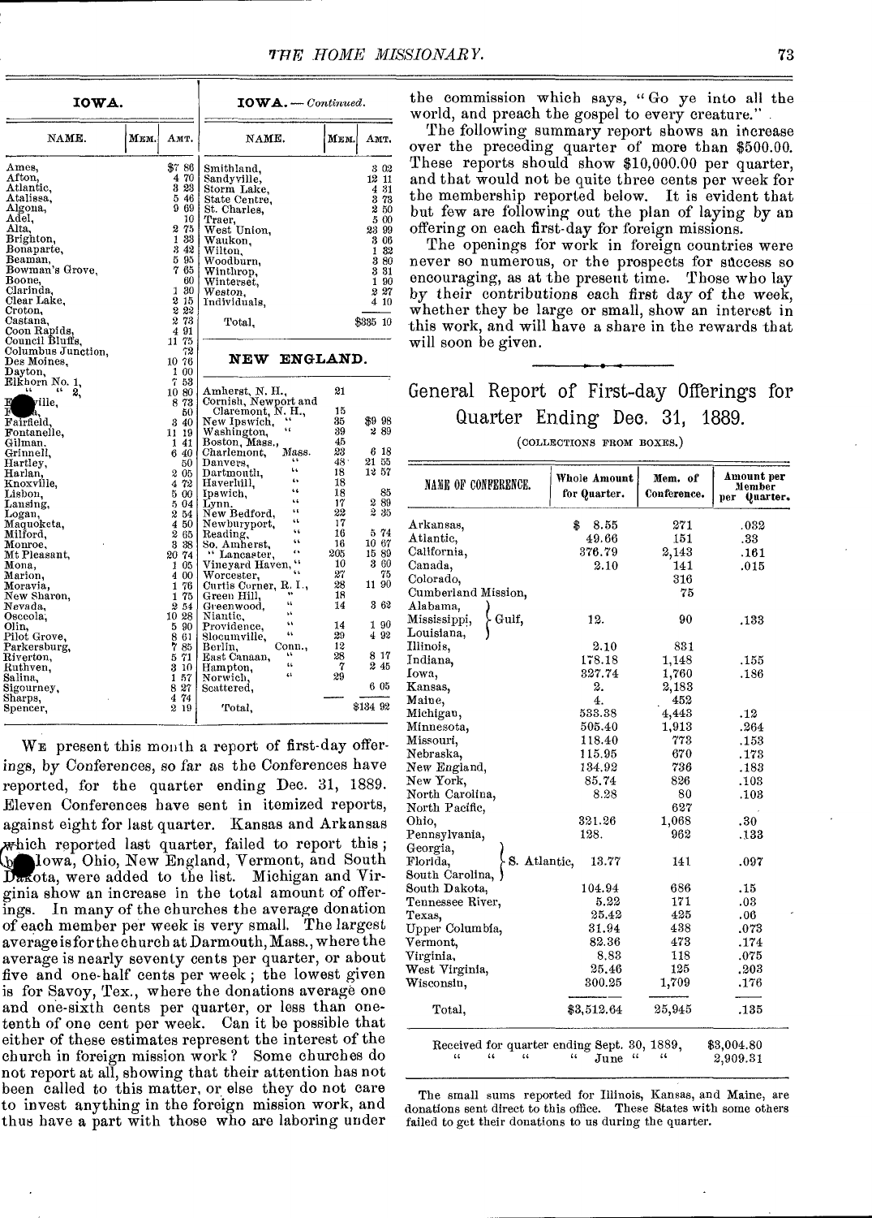| IOWA. | | |
|---|---|---|
| NAME. | MEM. | AMT. |
| Ames, | | $7 86 |
| Afton, | | 4 70 |
| Atlantic, | | 3 23 |
| Atalissa, | | 5 46 |
| Algona, | | 9 69 |
| Adel, | | 10 |
| Alta, | | 2 75 |
| Brighton, | | 1 33 |
| Bonaparte, | | 3 42 |
| Beaman, | | 5 95 |
| Bowman's Grove, | | 7 65 |
| Boone, | | 60 |
| Clarinda, | | 1 30 |
| Clear Lake, | | 2 15 |
| Croton, | | 2 22 |
| Castana, | | 2 73 |
| Coon Rapids, | | 4 91 |
| Council Bluffs, | | 11 75 |
| Columbus Junction, | | 72 |
| Des Moines, | | 10 76 |
| Dayton, | | 1 00 |
| Elkhorn No. 1, | | 7 53 |
| " " 2, | | 10 80 |
| F...ville, | | 8 73 |
| F...a, | | 50 |
| Fairfield, | | 3 40 |
| Fontanelle, | | 11 19 |
| Gilman, | | 1 41 |
| Grinnell, | | 6 40 |
| Hartley, | | 50 |
| Harlan, | | 2 05 |
| Knoxville, | | 4 72 |
| Lisbon, | | 5 00 |
| Lansing, | | 5 04 |
| Logan, | | 2 54 |
| Maquoketa, | | 4 50 |
| Milford, | | 2 65 |
| Monroe, | | 3 38 |
| Mt Pleasant, | | 20 74 |
| Mona, | | 1 05 |
| Marion, | | 4 00 |
| Moravia, | | 1 76 |
| New Sharon, | | 1 75 |
| Nevada, | | 2 54 |
| Osceola, | | 10 28 |
| Olin, | | 5 90 |
| Pilot Grove, | | 8 61 |
| Parkersburg, | | 7 85 |
| Riverton, | | 5 71 |
| Ruthven, | | 3 10 |
| Salina, | | 1 57 |
| Sigourney, | | 8 27 |
| Sharps, | | 4 74 |
| Spencer, | | 2 19 |

| IOWA.—*Continued.* | | |
|---|---|---|
| NAME. | MEM. | AMT. |
| Smithland, | | 3 02 |
| Sandyville, | | 12 11 |
| Storm Lake, | | 4 31 |
| State Centre, | | 3 73 |
| St. Charles, | | 2 50 |
| Traer, | | 5 00 |
| West Union, | | 23 99 |
| Waukon, | | 3 06 |
| Wilton, | | 1 32 |
| Woodburn, | | 3 80 |
| Winthrop, | | 3 31 |
| Winterset, | | 1 90 |
| Weston, | | 2 27 |
| Individuals, | | 4 10 |
| Total, | | $335 10 |

| NEW ENGLAND. | | |
|---|---|---|
| Amherst, N. H., | 21 | |
| Cornish, Newport and Claremont, N. H., | 15 | |
| New Ipswich, " | 35 | $9 98 |
| Washington, " | 39 | 2 89 |
| Boston, Mass., | 45 | |
| Charlemont, Mass. | 23 | 6 18 |
| Danvers, " | 48 | 21 55 |
| Dartmouth, " | 18 | 12 57 |
| Haverhill, " | 18 | |
| Ipswich, " | 18 | 85 |
| Lynn, " | 17 | 2 89 |
| New Bedford, " | 22 | 2 35 |
| Newburyport, " | 17 | |
| Reading, " | 16 | 5 74 |
| So. Amherst, " | 16 | 10 67 |
| " Lancaster, " | 205 | 15 89 |
| Vineyard Haven, " | 10 | 3 60 |
| Worcester, " | 27 | 75 |
| Curtis Corner, R. I., | 28 | 11 90 |
| Green Hill, " | 18 | |
| Greenwood, " | 14 | 3 62 |
| Niantic, " | | |
| Providence, " | 14 | 1 90 |
| Slocumville, " | 29 | 4 92 |
| Berlin, Conn., | 12 | |
| East Canaan, " | 28 | 8 17 |
| Hampton, " | 7 | 2 45 |
| Norwich, " | 29 | |
| Scattered, | | 6 05 |
| Total, | | $134 92 |

WE present this month a report of first-day offerings, by Conferences, so far as the Conferences have reported, for the quarter ending Dec. 31, 1889. Eleven Conferences have sent in itemized reports, against eight for last quarter. Kansas and Arkansas which reported last quarter, failed to report this; but Iowa, Ohio, New England, Vermont, and South Dakota, were added to the list. Michigan and Virginia show an increase in the total amount of offerings. In many of the churches the average donation of each member per week is very small. The largest average is for the church at Darmouth, Mass., where the average is nearly seventy cents per quarter, or about five and one-half cents per week; the lowest given is for Savoy, Tex., where the donations average one and one-sixth cents per quarter, or less than one-tenth of one cent per week. Can it be possible that either of these estimates represent the interest of the church in foreign mission work? Some churches do not report at all, showing that their attention has not been called to this matter, or else they do not care to invest anything in the foreign mission work, and thus have a part with those who are laboring under the commission which says, "Go ye into all the world, and preach the gospel to every creature."

The following summary report shows an increase over the preceding quarter of more than $500.00. These reports should show $10,000.00 per quarter, and that would not be quite three cents per week for the membership reported below. It is evident that but few are following out the plan of laying by an offering on each first-day for foreign missions.

The openings for work in foreign countries were never so numerous, or the prospects for success so encouraging, as at the present time. Those who lay by their contributions each first day of the week, whether they be large or small, show an interest in this work, and will have a share in the rewards that will soon be given.

## General Report of First-day Offerings for Quarter Ending Dec. 31, 1889.

(COLLECTIONS FROM BOXES.)

| NAME OF CONFERENCE. | Whole Amount for Quarter. | Mem. of Conference. | Amount per Member per Quarter. |
|---|---|---|---|
| Arkansas, | $ 8.55 | 271 | .032 |
| Atlantic, | 49.66 | 151 | .33 |
| California, | 376.79 | 2,143 | .161 |
| Canada, | 2.10 | 141 | .015 |
| Colorado, | | 316 | |
| Cumberland Mission, | | 75 | |
| Alabama, Mississippi, Louisiana, } Gulf, | 12. | 90 | .133 |
| Illinois, | 2.10 | 831 | |
| Indiana, | 178.18 | 1,148 | .155 |
| Iowa, | 327.74 | 1,760 | .186 |
| Kansas, | 2. | 2,183 | |
| Maine, | 4. | 452 | |
| Michigan, | 533.38 | 4,443 | .12 |
| Minnesota, | 505.40 | 1,913 | .264 |
| Missouri, | 118.40 | 773 | .153 |
| Nebraska, | 115.95 | 670 | .173 |
| New England, | 134.92 | 736 | .183 |
| New York, | 85.74 | 826 | .103 |
| North Carolina, | 8.28 | 80 | .103 |
| North Pacific, | | 627 | |
| Ohio, | 321.26 | 1,068 | .30 |
| Pennsylvania, | 128. | 962 | .133 |
| Georgia, Florida, South Carolina, } S. Atlantic, | 13.77 | 141 | .097 |
| South Dakota, | 104.94 | 686 | .15 |
| Tennessee River, | 5.22 | 171 | .03 |
| Texas, | 25.42 | 425 | .06 |
| Upper Columbia, | 31.94 | 438 | .073 |
| Vermont, | 82.36 | 473 | .174 |
| Virginia, | 8.83 | 118 | .075 |
| West Virginia, | 25.46 | 125 | .203 |
| Wisconsin, | 300.25 | 1,709 | .176 |
| Total, | $3,512.64 | 25,945 | .135 |

Received for quarter ending Sept. 30, 1889, $3,004.80
" " " " June " " 2,909.31

The small sums reported for Illinois, Kansas, and Maine, are donations sent direct to this office. These States with some others failed to get their donations to us during the quarter.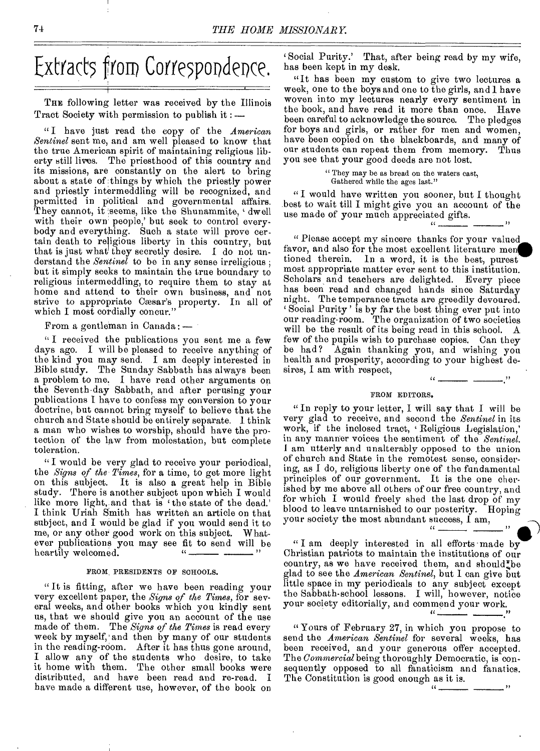# Extracts from Correspondence.

THE following letter was received by the Illinois Tract Society with permission to publish it: —

"I have just read the copy of the *American Sentinel* sent me, and am well pleased to know that the true American spirit of maintaining religious liberty still lives. The priesthood of this country and its missions, are constantly on the alert to bring about a state of things by which the priestly power and priestly intermeddling will be recognized, and permitted in political and governmental affairs. They cannot, it seems, like the Shunammite, 'dwell with their own people,' but seek to control everybody and everything. Such a state will prove certain death to religious liberty in this country, but that is just what they secretly desire. I do not understand the *Sentinel* to be in any sense irreligious; but it simply seeks to maintain the true boundary to religious intermeddling, to require them to stay at home and attend to their own business, and not strive to appropriate Cæsar's property. In all of which I most cordially concur."

From a gentleman in Canada: —

"I received the publications you sent me a few days ago. I will be pleased to receive anything of the kind you may send. I am deeply interested in Bible study. The Sunday Sabbath has always been a problem to me. I have read other arguments on the Seventh-day Sabbath, and after perusing your publications I have to confess my conversion to your doctrine, but cannot bring myself to believe that the church and State should be entirely separate. I think a man who wishes to worship, should have the protection of the law from molestation, but complete toleration.

"I would be very glad to receive your periodical, the *Signs of the Times*, for a time, to get more light on this subject. It is also a great help in Bible study. There is another subject upon which I would like more light, and that is 'the state of the dead.' I think Uriah Smith has written an article on that subject, and I would be glad if you would send it to me, or any other good work on this subject. Whatever publications you may see fit to send will be heartily welcomed. " ——— ———"

#### FROM PRESIDENTS OF SCHOOLS.

"It is fitting, after we have been reading your very excellent paper, the *Signs of the Times*, for several weeks, and other books which you kindly sent us, that we should give you an account of the use made of them. The *Signs of the Times* is read every week by myself, and then by many of our students in the reading-room. After it has thus gone around, I allow any of the students who desire, to take it home with them. The other small books were distributed, and have been read and re-read. I have made a different use, however, of the book on 'Social Purity.' That, after being read by my wife, has been kept in my desk.

"It has been my custom to give two lectures a week, one to the boys and one to the girls, and I have woven into my lectures nearly every sentiment in the book, and have read it more than once. Have been careful to acknowledge the source. The pledges for boys and girls, or rather for men and women, have been copied on the blackboards, and many of our students can repeat them from memory. Thus you see that your good deeds are not lost.

> "They may be as bread on the waters cast,
> Gathered while the ages last."

"I would have written you sooner, but I thought best to wait till I might give you an account of the use made of your much appreciated gifts.
" ——— ———"

"Please accept my sincere thanks for your valued favor, and also for the most excellent literature mentioned therein. In a word, it is the best, purest most appropriate matter ever sent to this institution. Scholars and teachers are delighted. Every piece has been read and changed hands since Saturday night. The temperance tracts are greedily devoured. 'Social Purity' is by far the best thing ever put into our reading-room. The organization of two societies will be the result of its being read in this school. A few of the pupils wish to purchase copies. Can they be had? Again thanking you, and wishing you health and prosperity, according to your highest desires, I am with respect,
" ——— ———."

#### FROM EDITORS.

"In reply to your letter, I will say that I will be very glad to receive, and second the *Sentinel* in its work, if the inclosed tract, 'Religious Legislation,' in any manner voices the sentiment of the *Sentinel*. I am utterly and unalterably opposed to the union of church and State in the remotest sense, considering, as I do, religious liberty one of the fundamental principles of our government. It is the one cherished by me above all others of our free country, and for which I would freely shed the last drop of my blood to leave untarnished to our posterity. Hoping your society the most abundant success, I am,
" ——— ———"

"I am deeply interested in all efforts made by Christian patriots to maintain the institutions of our country, as we have received them, and should be glad to see the *American Sentinel*, but I can give but little space in my periodicals to any subject except the Sabbath-school lessons. I will, however, notice your society editorially, and commend your work.
" ——— ———."

"Yours of February 27, in which you propose to send the *American Sentinel* for several weeks, has been received, and your generous offer accepted. The *Commercial* being thoroughly Democratic, is consequently opposed to all fanaticism and fanatics. The Constitution is good enough as it is.
" ——— ———"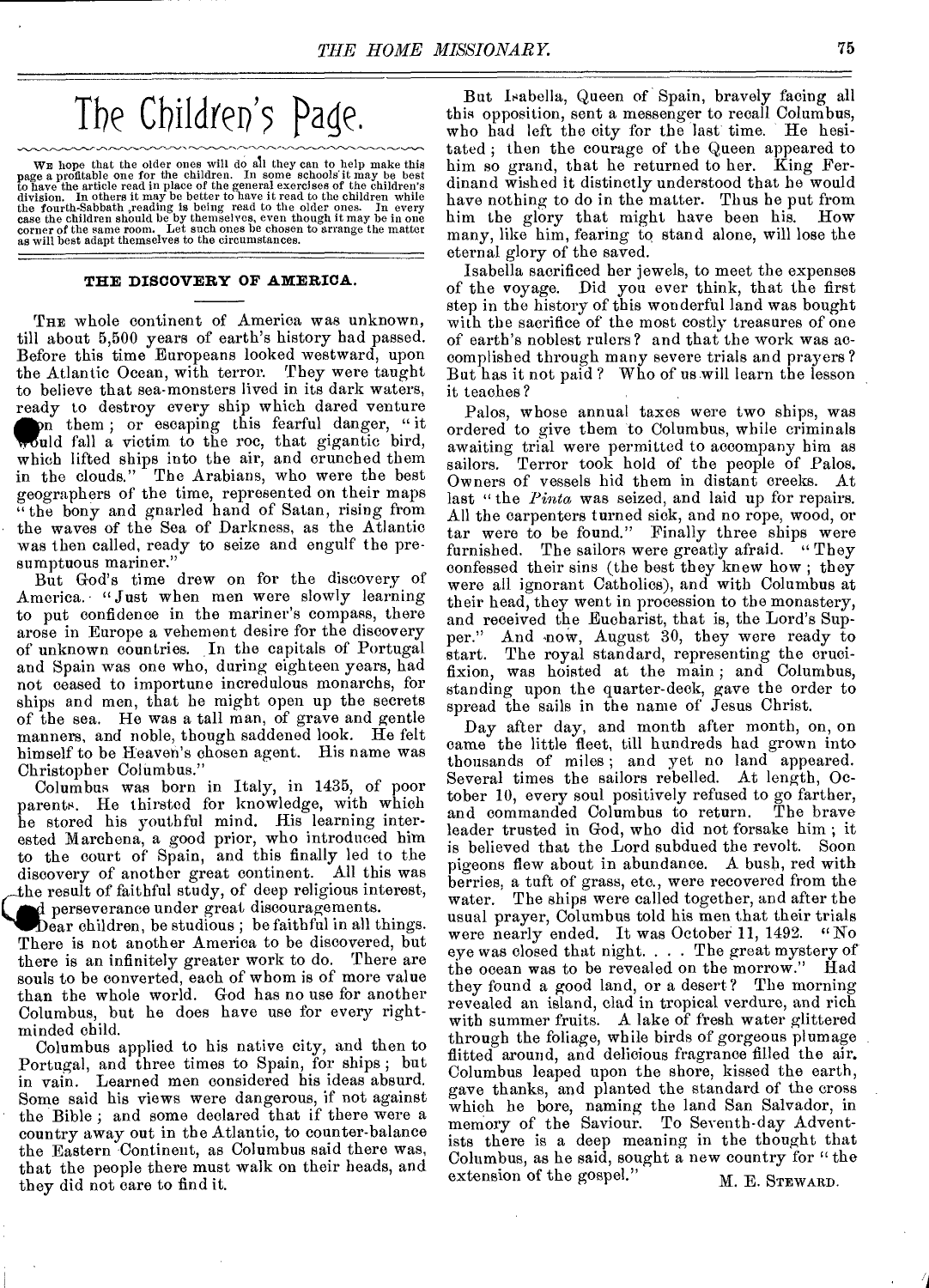# The Children's Page.

We hope that the older ones will do all they can to help make this page a profitable one for the children. In some schools it may be best to have the article read in place of the general exercises of the children's division. In others it may be better to have it read to the children while the fourth-Sabbath reading is being read to the older ones. In every case the children should be by themselves, even though it may be in one corner of the same room. Let such ones be chosen to arrange the matter as will best adapt themselves to the circumstances.

## THE DISCOVERY OF AMERICA.

The whole continent of America was unknown, till about 5,500 years of earth's history had passed. Before this time Europeans looked westward, upon the Atlantic Ocean, with terror. They were taught to believe that sea-monsters lived in its dark waters, ready to destroy every ship which dared venture upon them; or escaping this fearful danger, "it would fall a victim to the roc, that gigantic bird, which lifted ships into the air, and crunched them in the clouds." The Arabians, who were the best geographers of the time, represented on their maps "the bony and gnarled hand of Satan, rising from the waves of the Sea of Darkness, as the Atlantic was then called, ready to seize and engulf the presumptuous mariner."

But God's time drew on for the discovery of America. "Just when men were slowly learning to put confidence in the mariner's compass, there arose in Europe a vehement desire for the discovery of unknown countries. In the capitals of Portugal and Spain was one who, during eighteen years, had not ceased to importune incredulous monarchs, for ships and men, that he might open up the secrets of the sea. He was a tall man, of grave and gentle manners, and noble, though saddened look. He felt himself to be Heaven's chosen agent. His name was Christopher Columbus."

Columbus was born in Italy, in 1435, of poor parents. He thirsted for knowledge, with which he stored his youthful mind. His learning interested Marchena, a good prior, who introduced him to the court of Spain, and this finally led to the discovery of another great continent. All this was the result of faithful study, of deep religious interest, and perseverance under great discouragements.

Dear children, be studious; be faithful in all things. There is not another America to be discovered, but there is an infinitely greater work to do. There are souls to be converted, each of whom is of more value than the whole world. God has no use for another Columbus, but he does have use for every right-minded child.

Columbus applied to his native city, and then to Portugal, and three times to Spain, for ships; but in vain. Learned men considered his ideas absurd. Some said his views were dangerous, if not against the Bible; and some declared that if there were a country away out in the Atlantic, to counter-balance the Eastern Continent, as Columbus said there was, that the people there must walk on their heads, and they did not care to find it.

But Isabella, Queen of Spain, bravely facing all this opposition, sent a messenger to recall Columbus, who had left the city for the last time. He hesitated; then the courage of the Queen appeared to him so grand, that he returned to her. King Ferdinand wished it distinctly understood that he would have nothing to do in the matter. Thus he put from him the glory that might have been his. How many, like him, fearing to stand alone, will lose the eternal glory of the saved.

Isabella sacrificed her jewels, to meet the expenses of the voyage. Did you ever think, that the first step in the history of this wonderful land was bought with the sacrifice of the most costly treasures of one of earth's noblest rulers? and that the work was accomplished through many severe trials and prayers? But has it not paid? Who of us will learn the lesson it teaches?

Palos, whose annual taxes were two ships, was ordered to give them to Columbus, while criminals awaiting trial were permitted to accompany him as sailors. Terror took hold of the people of Palos. Owners of vessels hid them in distant creeks. At last "the *Pinta* was seized, and laid up for repairs. All the carpenters turned sick, and no rope, wood, or tar were to be found." Finally three ships were furnished. The sailors were greatly afraid. "They confessed their sins (the best they knew how; they were all ignorant Catholics), and with Columbus at their head, they went in procession to the monastery, and received the Eucharist, that is, the Lord's Supper." And now, August 30, they were ready to start. The royal standard, representing the crucifixion, was hoisted at the main; and Columbus, standing upon the quarter-deck, gave the order to spread the sails in the name of Jesus Christ.

Day after day, and month after month, on, on came the little fleet, till hundreds had grown into thousands of miles; and yet no land appeared. Several times the sailors rebelled. At length, October 10, every soul positively refused to go farther, and commanded Columbus to return. The brave leader trusted in God, who did not forsake him; it is believed that the Lord subdued the revolt. Soon pigeons flew about in abundance. A bush, red with berries, a tuft of grass, etc., were recovered from the water. The ships were called together, and after the usual prayer, Columbus told his men that their trials were nearly ended. It was October 11, 1492. "No eye was closed that night. . . . The great mystery of the ocean was to be revealed on the morrow." Had they found a good land, or a desert? The morning revealed an island, clad in tropical verdure, and rich with summer fruits. A lake of fresh water glittered through the foliage, while birds of gorgeous plumage flitted around, and delicious fragrance filled the air. Columbus leaped upon the shore, kissed the earth, gave thanks, and planted the standard of the cross which he bore, naming the land San Salvador, in memory of the Saviour. To Seventh-day Adventists there is a deep meaning in the thought that Columbus, as he said, sought a new country for "the extension of the gospel."

M. E. Steward.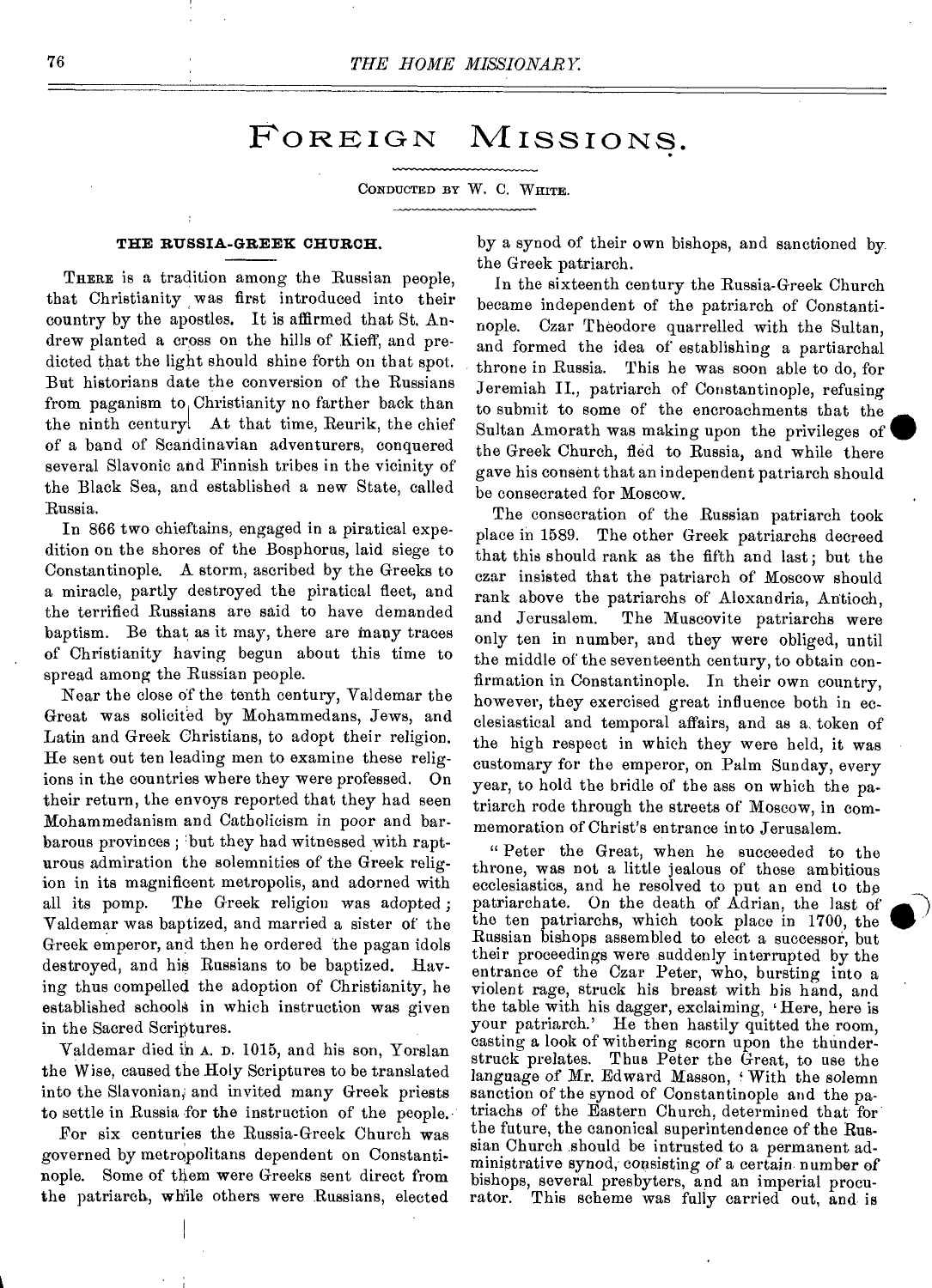# FOREIGN MISSIONS.

CONDUCTED BY W. C. WHITE.

### THE RUSSIA-GREEK CHURCH.

THERE is a tradition among the Russian people, that Christianity was first introduced into their country by the apostles. It is affirmed that St. Andrew planted a cross on the hills of Kieff, and predicted that the light should shine forth on that spot. But historians date the conversion of the Russians from paganism to Christianity no farther back than the ninth century. At that time, Reurik, the chief of a band of Scandinavian adventurers, conquered several Slavonic and Finnish tribes in the vicinity of the Black Sea, and established a new State, called Russia.

In 866 two chieftains, engaged in a piratical expedition on the shores of the Bosphorus, laid siege to Constantinople. A storm, ascribed by the Greeks to a miracle, partly destroyed the piratical fleet, and the terrified Russians are said to have demanded baptism. Be that as it may, there are many traces of Christianity having begun about this time to spread among the Russian people.

Near the close of the tenth century, Valdemar the Great was solicited by Mohammedans, Jews, and Latin and Greek Christians, to adopt their religion. He sent out ten leading men to examine these religions in the countries where they were professed. On their return, the envoys reported that they had seen Mohammedanism and Catholicism in poor and barbarous provinces; but they had witnessed with rapturous admiration the solemnities of the Greek religion in its magnificent metropolis, and adorned with all its pomp. The Greek religion was adopted; Valdemar was baptized, and married a sister of the Greek emperor, and then he ordered the pagan idols destroyed, and his Russians to be baptized. Having thus compelled the adoption of Christianity, he established schools in which instruction was given in the Sacred Scriptures.

Valdemar died in A. D. 1015, and his son, Yorslan the Wise, caused the Holy Scriptures to be translated into the Slavonian, and invited many Greek priests to settle in Russia for the instruction of the people.

For six centuries the Russia-Greek Church was governed by metropolitans dependent on Constantinople. Some of them were Greeks sent direct from the patriarch, while others were Russians, elected by a synod of their own bishops, and sanctioned by the Greek patriarch.

In the sixteenth century the Russia-Greek Church became independent of the patriarch of Constantinople. Czar Theodore quarrelled with the Sultan, and formed the idea of establishing a partiarchal throne in Russia. This he was soon able to do, for Jeremiah II., patriarch of Constantinople, refusing to submit to some of the encroachments that the Sultan Amorath was making upon the privileges of the Greek Church, fled to Russia, and while there gave his consent that an independent patriarch should be consecrated for Moscow.

The consecration of the Russian patriarch took place in 1589. The other Greek patriarchs decreed that this should rank as the fifth and last; but the czar insisted that the patriarch of Moscow should rank above the patriarchs of Alexandria, Antioch, and Jerusalem. The Muscovite patriarchs were only ten in number, and they were obliged, until the middle of the seventeenth century, to obtain confirmation in Constantinople. In their own country, however, they exercised great influence both in ecclesiastical and temporal affairs, and as a token of the high respect in which they were held, it was customary for the emperor, on Palm Sunday, every year, to hold the bridle of the ass on which the patriarch rode through the streets of Moscow, in commemoration of Christ's entrance into Jerusalem.

"Peter the Great, when he succeeded to the throne, was not a little jealous of these ambitious ecclesiastics, and he resolved to put an end to the patriarchate. On the death of Adrian, the last of the ten patriarchs, which took place in 1700, the Russian bishops assembled to elect a successor, but their proceedings were suddenly interrupted by the entrance of the Czar Peter, who, bursting into a violent rage, struck his breast with his hand, and the table with his dagger, exclaiming, 'Here, here is your patriarch.' He then hastily quitted the room, casting a look of withering scorn upon the thunderstruck prelates. Thus Peter the Great, to use the language of Mr. Edward Masson, 'With the solemn sanction of the synod of Constantinople and the patriachs of the Eastern Church, determined that for the future, the canonical superintendence of the Russian Church should be intrusted to a permanent administrative synod, consisting of a certain number of bishops, several presbyters, and an imperial procurator. This scheme was fully carried out, and is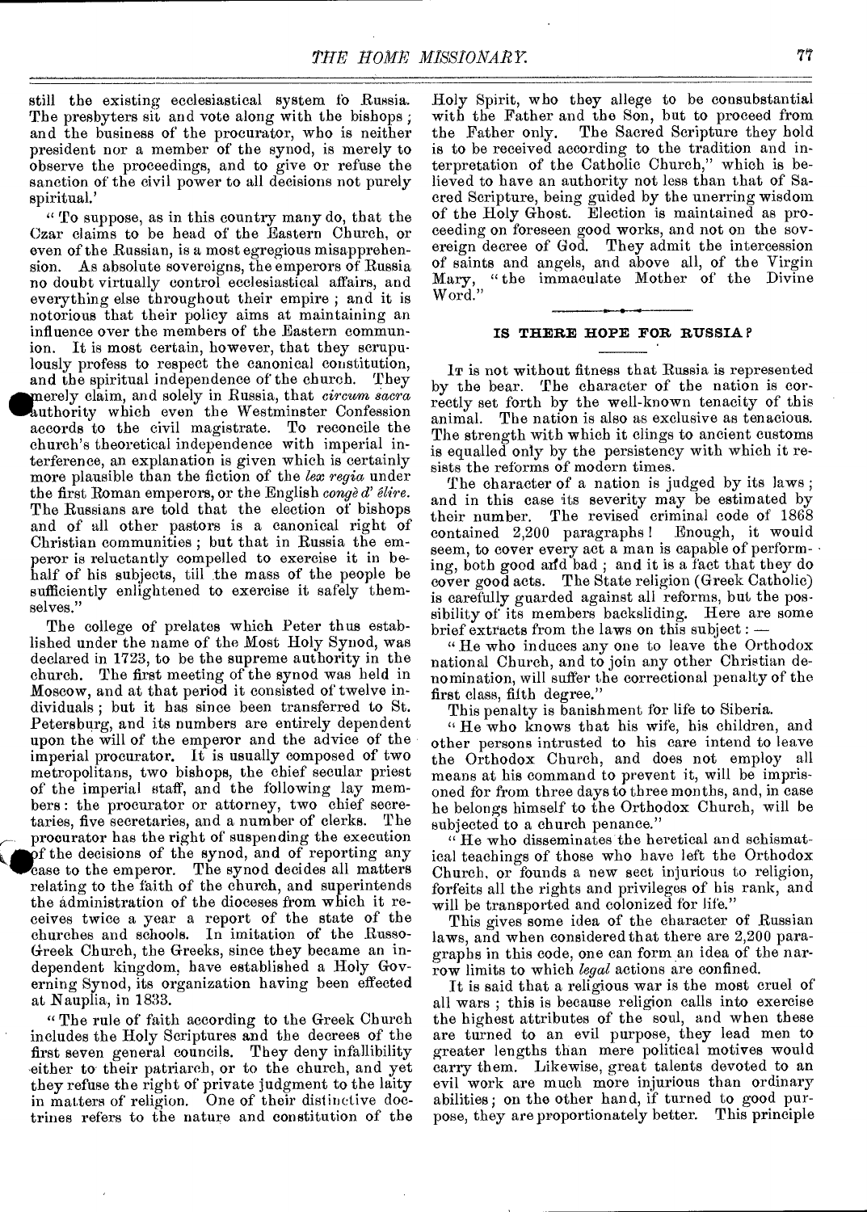still the existing ecclesiastical system fo Russia. The presbyters sit and vote along with the bishops; and the business of the procurator, who is neither president nor a member of the synod, is merely to observe the proceedings, and to give or refuse the sanction of the civil power to all decisions not purely spiritual.'

"To suppose, as in this country many do, that the Czar claims to be head of the Eastern Church, or even of the Russian, is a most egregious misapprehension. As absolute sovereigns, the emperors of Russia no doubt virtually control ecclesiastical affairs, and everything else throughout their empire; and it is notorious that their policy aims at maintaining an influence over the members of the Eastern communion. It is most certain, however, that they scrupulously profess to respect the canonical constitution, and the spiritual independence of the church. They merely claim, and solely in Russia, that *circum sacra* authority which even the Westminster Confession accords to the civil magistrate. To reconcile the church's theoretical independence with imperial interference, an explanation is given which is certainly more plausible than the fiction of the *lex regia* under the first Roman emperors, or the English *congè d' ělire.* The Russians are told that the election of bishops and of all other pastors is a canonical right of Christian communities; but that in Russia the emperor is reluctantly compelled to exercise it in behalf of his subjects, till the mass of the people be sufficiently enlightened to exercise it safely themselves."

The college of prelates which Peter thus established under the name of the Most Holy Synod, was declared in 1723, to be the supreme authority in the church. The first meeting of the synod was held in Moscow, and at that period it consisted of twelve individuals; but it has since been transferred to St. Petersburg, and its numbers are entirely dependent upon the will of the emperor and the advice of the imperial procurator. It is usually composed of two metropolitans, two bishops, the chief secular priest of the imperial staff, and the following lay members: the procurator or attorney, two chief secretaries, five secretaries, and a number of clerks. The procurator has the right of suspending the execution of the decisions of the synod, and of reporting any case to the emperor. The synod decides all matters relating to the faith of the church, and superintends the administration of the dioceses from which it receives twice a year a report of the state of the churches and schools. In imitation of the Russo-Greek Church, the Greeks, since they became an independent kingdom, have established a Holy Governing Synod, its organization having been effected at Nauplia, in 1833.

"The rule of faith according to the Greek Church includes the Holy Scriptures and the decrees of the first seven general councils. They deny infallibility either to their patriarch, or to the church, and yet they refuse the right of private judgment to the laity in matters of religion. One of their distinctive doctrines refers to the nature and constitution of the Holy Spirit, who they allege to be consubstantial with the Father and the Son, but to proceed from the Father only. The Sacred Scripture they hold is to be received according to the tradition and interpretation of the Catholic Church," which is believed to have an authority not less than that of Sacred Scripture, being guided by the unerring wisdom of the Holy Ghost. Election is maintained as proceeding on foreseen good works, and not on the sovereign decree of God. They admit the intercession of saints and angels, and above all, of the Virgin Mary, "the immaculate Mother of the Divine Word."

## IS THERE HOPE FOR RUSSIA?

It is not without fitness that Russia is represented by the bear. The character of the nation is correctly set forth by the well-known tenacity of this animal. The nation is also as exclusive as tenacious. The strength with which it clings to ancient customs is equalled only by the persistency with which it resists the reforms of modern times.

The character of a nation is judged by its laws; and in this case its severity may be estimated by their number. The revised criminal code of 1868 contained 2,200 paragraphs! Enough, it would seem, to cover every act a man is capable of performing, both good and bad; and it is a fact that they do cover good acts. The State religion (Greek Catholic) is carefully guarded against all reforms, but the possibility of its members backsliding. Here are some brief extracts from the laws on this subject: —

"He who induces any one to leave the Orthodox national Church, and to join any other Christian denomination, will suffer the correctional penalty of the first class, fifth degree."

This penalty is banishment for life to Siberia.

"He who knows that his wife, his children, and other persons intrusted to his care intend to leave the Orthodox Church, and does not employ all means at his command to prevent it, will be imprisoned for from three days to three months, and, in case he belongs himself to the Orthodox Church, will be subjected to a church penance."

"He who disseminates the heretical and schismatical teachings of those who have left the Orthodox Church, or founds a new sect injurious to religion, forfeits all the rights and privileges of his rank, and will be transported and colonized for life."

This gives some idea of the character of Russian laws, and when considered that there are 2,200 paragraphs in this code, one can form an idea of the narrow limits to which *legal* actions are confined.

It is said that a religious war is the most cruel of all wars; this is because religion calls into exercise the highest attributes of the soul, and when these are turned to an evil purpose, they lead men to greater lengths than mere political motives would carry them. Likewise, great talents devoted to an evil work are much more injurious than ordinary abilities; on the other hand, if turned to good purpose, they are proportionately better. This principle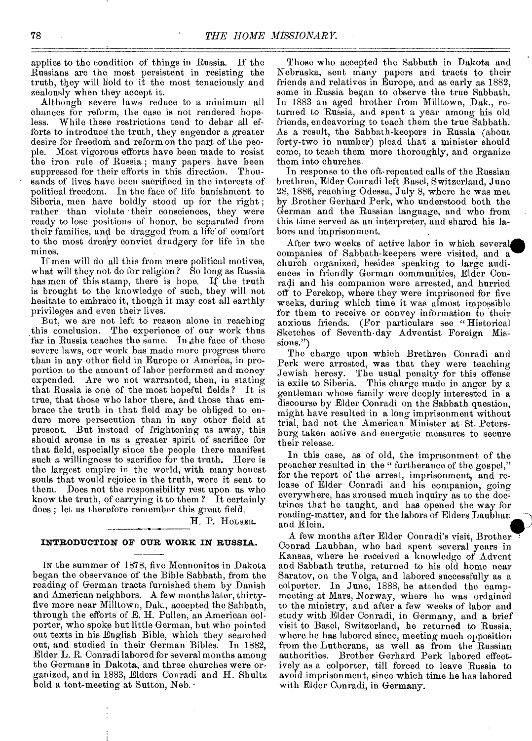applies to the condition of things in Russia. If the Russians are the most persistent in resisting the truth, they will hold to it the most tenaciously and zealously when they accept it.

Although severe laws reduce to a minimum all chances for reform, the case is not rendered hopeless. While these restrictions tend to debar all efforts to introduce the truth, they engender a greater desire for freedom and reform on the part of the people. Most vigorous efforts have been made to resist the iron rule of Russia; many papers have been suppressed for their efforts in this direction. Thousands of lives have been sacrificed in the interests of political freedom. In the face of life banishment to Siberia, men have boldly stood up for the right; rather than violate their consciences, they were ready to lose positions of honor, be separated from their families, and be dragged from a life of comfort to the most dreary convict drudgery for life in the mines.

If men will do all this from mere political motives, what will they not do for religion? So long as Russia has men of this stamp, there is hope. If the truth is brought to the knowledge of such, they will not hesitate to embrace it, though it may cost all earthly privileges and even their lives.

But, we are not left to reason alone in reaching this conclusion. The experience of our work thus far in Russia teaches the same. In the face of these severe laws, our work has made more progress there than in any other field in Europe or America, in proportion to the amount of labor performed and money expended. Are we not warranted, then, in stating that Russia is one of the most hopeful fields? It is true, that those who labor there, and those that embrace the truth in that field may be obliged to endure more persecution than in any other field at present. But instead of frightening us away, this should arouse in us a greater spirit of sacrifice for that field, especially since the people there manifest such a willingness to sacrifice for the truth. Here is the largest empire in the world, with many honest souls that would rejoice in the truth, were it sent to them. Does not the responsibility rest upon us who know the truth, of carrying it to them? It certainly does; let us therefore remember this great field.

H. P. HOLSER.

## INTRODUCTION OF OUR WORK IN RUSSIA.

IN the summer of 1878, five Mennonites in Dakota began the observance of the Bible Sabbath, from the reading of German tracts furnished them by Danish and American neighbors. A few months later, thirty-five more near Milltown, Dak., accepted the Sabbath, through the efforts of E. H. Pullen, an American colporter, who spoke but little German, but who pointed out texts in his English Bible, which they searched out, and studied in their German Bibles. In 1882, Elder L. R. Conradi labored for several months among the Germans in Dakota, and three churches were organized, and in 1883, Elders Conradi and H. Shultz held a tent-meeting at Sutton, Neb.

Those who accepted the Sabbath in Dakota and Nebraska, sent many papers and tracts to their friends and relatives in Europe, and as early as 1882, some in Russia began to observe the true Sabbath. In 1883 an aged brother from Milltown, Dak., returned to Russia, and spent a year among his old friends, endeavoring to teach them the true Sabbath. As a result, the Sabbath-keepers in Russia (about forty-two in number) plead that a minister should come, to teach them more thoroughly, and organize them into churches.

In response to the oft-repeated calls of the Russian brethren, Elder Conradi left Basel, Switzerland, June 28, 1886, reaching Odessa, July 8, where he was met by Brother Gerhard Perk, who understood both the German and the Russian language, and who from this time served as an interpreter, and shared his labors and imprisonment.

After two weeks of active labor in which several companies of Sabbath-keepers were visited, and a church organized, besides speaking to large audiences in friendly German communities, Elder Conradi and his companion were arrested, and hurried off to Perekop, where they were imprisoned for five weeks, during which time it was almost impossible for them to receive or convey information to their anxious friends. (For particulars see "Historical Sketches of Seventh-day Adventist Foreign Missions.")

The charge upon which Brethren Conradi and Perk were arrested, was that they were teaching Jewish heresy. The usual penalty for this offense is exile to Siberia. This charge made in anger by a gentleman whose family were deeply interested in a discourse by Elder Conradi on the Sabbath question, might have resulted in a long imprisonment without trial, had not the American Minister at St. Petersburg taken active and energetic measures to secure their release.

In this case, as of old, the imprisonment of the preacher resulted in the "furtherance of the gospel," for the report of the arrest, imprisonment, and release of Elder Conradi and his companion, going everywhere, has aroused much inquiry as to the doctrines that he taught, and has opened the way for reading-matter, and for the labors of Elders Laubhan and Klein.

A few months after Elder Conradi's visit, Brother Conrad Laubhan, who had spent several years in Kansas, where he received a knowledge of Advent and Sabbath truths, returned to his old home near Saratov, on the Volga, and labored successfully as a colporter. In June, 1888, he attended the camp-meeting at Mars, Norway, where he was ordained to the ministry, and after a few weeks of labor and study with Elder Conradi, in Germany, and a brief visit to Basel, Switzerland, he returned to Russia, where he has labored since, meeting much opposition from the Lutherans, as well as from the Russian authorities. Brother Gerhard Perk labored effectively as a colporter, till forced to leave Russia to avoid imprisonment, since which time he has labored with Elder Conradi, in Germany.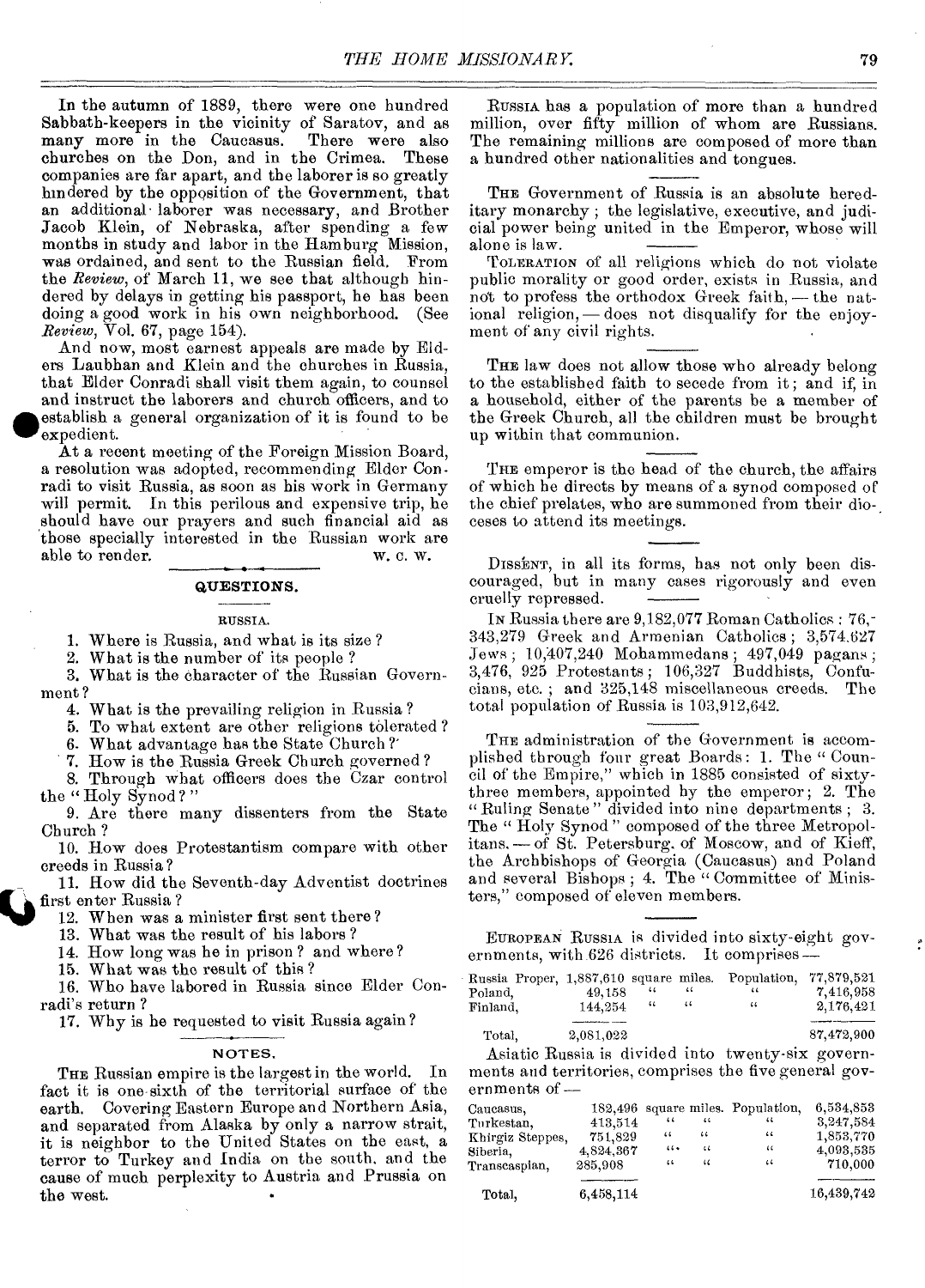In the autumn of 1889, there were one hundred Sabbath-keepers in the vicinity of Saratov, and as many more in the Caucasus. There were also churches on the Don, and in the Crimea. These companies are far apart, and the laborer is so greatly hindered by the opposition of the Government, that an additional laborer was necessary, and Brother Jacob Klein, of Nebraska, after spending a few months in study and labor in the Hamburg Mission, was ordained, and sent to the Russian field. From the *Review*, of March 11, we see that although hindered by delays in getting his passport, he has been doing a good work in his own neighborhood. (See *Review*, Vol. 67, page 154).

And now, most earnest appeals are made by Elders Laubhan and Klein and the churches in Russia, that Elder Conradi shall visit them again, to counsel and instruct the laborers and church officers, and to establish a general organization of it is found to be expedient.

At a recent meeting of the Foreign Mission Board, a resolution was adopted, recommending Elder Conradi to visit Russia, as soon as his work in Germany will permit. In this perilous and expensive trip, he should have our prayers and such financial aid as those specially interested in the Russian work are able to render.

W. C. W.

## QUESTIONS.

### RUSSIA.

1. Where is Russia, and what is its size?
2. What is the number of its people?
3. What is the character of the Russian Government?
4. What is the prevailing religion in Russia?
5. To what extent are other religions tolerated?
6. What advantage has the State Church?
7. How is the Russia Greek Church governed?
8. Through what officers does the Czar control the "Holy Synod?"
9. Are there many dissenters from the State Church?
10. How does Protestantism compare with other creeds in Russia?
11. How did the Seventh-day Adventist doctrines first enter Russia?
12. When was a minister first sent there?
13. What was the result of his labors?
14. How long was he in prison? and where?
15. What was the result of this?
16. Who have labored in Russia since Elder Conradi's return?
17. Why is he requested to visit Russia again?

## NOTES.

THE Russian empire is the largest in the world. In fact it is one-sixth of the territorial surface of the earth. Covering Eastern Europe and Northern Asia, and separated from Alaska by only a narrow strait, it is neighbor to the United States on the east, a terror to Turkey and India on the south, and the cause of much perplexity to Austria and Prussia on the west.

RUSSIA has a population of more than a hundred million, over fifty million of whom are Russians. The remaining millions are composed of more than a hundred other nationalities and tongues.

THE Government of Russia is an absolute hereditary monarchy; the legislative, executive, and judicial power being united in the Emperor, whose will alone is law.

TOLERATION of all religions which do not violate public morality or good order, exists in Russia, and not to profess the orthodox Greek faith,—the national religion,—does not disqualify for the enjoyment of any civil rights.

THE law does not allow those who already belong to the established faith to secede from it; and if, in a household, either of the parents be a member of the Greek Church, all the children must be brought up within that communion.

THE emperor is the head of the church, the affairs of which he directs by means of a synod composed of the chief prelates, who are summoned from their dioceses to attend its meetings.

DISSENT, in all its forms, has not only been discouraged, but in many cases rigorously and even cruelly repressed.

IN Russia there are 9,182,077 Roman Catholics; 76,343,279 Greek and Armenian Catholics; 3,574,627 Jews; 10,407,240 Mohammedans; 497,049 pagans; 3,476, 925 Protestants; 106,327 Buddhists, Confucians, etc.; and 325,148 miscellaneous creeds. The total population of Russia is 103,912,642.

THE administration of the Government is accomplished through four great Boards: 1. The "Council of the Empire," which in 1885 consisted of sixty-three members, appointed by the emperor; 2. The "Ruling Senate" divided into nine departments; 3. The "Holy Synod" composed of the three Metropolitans,—of St. Petersburg, of Moscow, and of Kieff, the Archbishops of Georgia (Caucasus) and Poland and several Bishops; 4. The "Committee of Ministers," composed of eleven members.

EUROPEAN RUSSIA is divided into sixty-eight governments, with 626 districts. It comprises—

| | Square miles. | Population, |
|---|---|---|
| Russia Proper, | 1,887,610 | 77,879,521 |
| Poland, | 49,158 | 7,416,958 |
| Finland, | 144,254 | 2,176,421 |
| Total, | 2,081,022 | 87,472,900 |

Asiatic Russia is divided into twenty-six governments and territories, comprises the five general governments of—

| | Square miles. | Population, |
|---|---|---|
| Caucasus, | 182,496 | 6,534,853 |
| Turkestan, | 413,514 | 3,247,584 |
| Khirgiz Steppes, | 751,829 | 1,853,770 |
| Siberia, | 4,824,367 | 4,093,535 |
| Transcaspian, | 285,908 | 710,000 |
| Total, | 6,458,114 | 16,439,742 |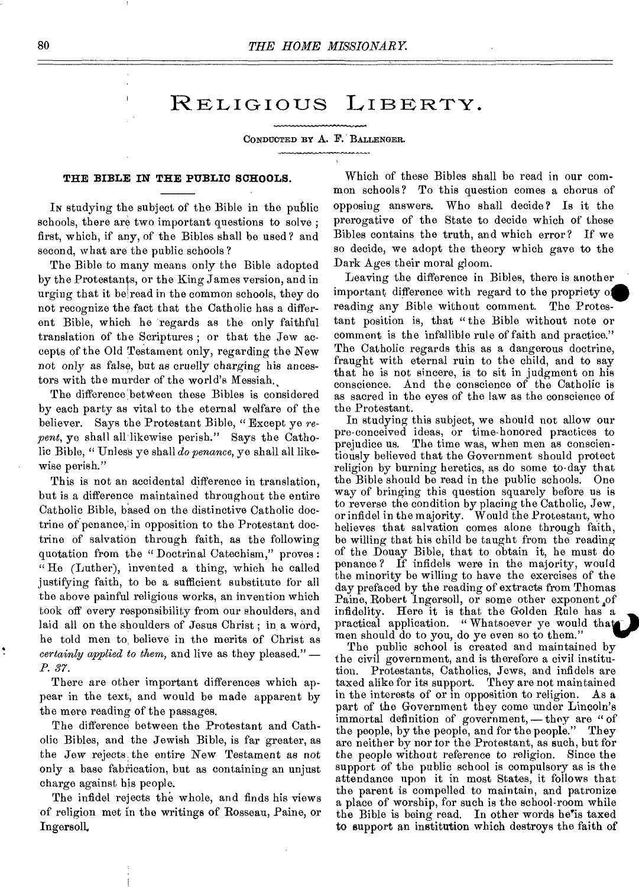# Religious Liberty.

Conducted by A. F. Ballenger.

## THE BIBLE IN THE PUBLIC SCHOOLS.

In studying the subject of the Bible in the public schools, there are two important questions to solve; first, which, if any, of the Bibles shall be used? and second, what are the public schools?

The Bible to many means only the Bible adopted by the Protestants, or the King James version, and in urging that it be read in the common schools, they do not recognize the fact that the Catholic has a different Bible, which he regards as the only faithful translation of the Scriptures; or that the Jew accepts of the Old Testament only, regarding the New not only as false, but as cruelly charging his ancestors with the murder of the world's Messiah.

The difference between these Bibles is considered by each party as vital to the eternal welfare of the believer. Says the Protestant Bible, "Except ye *repent*, ye shall all likewise perish." Says the Catholic Bible, "Unless ye shall *do penance*, ye shall all likewise perish."

This is not an accidental difference in translation, but is a difference maintained throughout the entire Catholic Bible, based on the distinctive Catholic doctrine of penance, in opposition to the Protestant doctrine of salvation through faith, as the following quotation from the "Doctrinal Catechism," proves: "He (Luther), invented a thing, which he called justifying faith, to be a sufficient substitute for all the above painful religious works, an invention which took off every responsibility from our shoulders, and laid all on the shoulders of Jesus Christ; in a word, he told men to believe in the merits of Christ as *certainly applied to them*, and live as they pleased." — *P. 37.*

There are other important differences which appear in the text, and would be made apparent by the mere reading of the passages.

The difference between the Protestant and Catholic Bibles, and the Jewish Bible, is far greater, as the Jew rejects the entire New Testament as not only a base fabrication, but as containing an unjust charge against his people.

The infidel rejects the whole, and finds his views of religion met in the writings of Rosseau, Paine, or Ingersoll.

Which of these Bibles shall be read in our common schools? To this question comes a chorus of opposing answers. Who shall decide? Is it the prerogative of the State to decide which of these Bibles contains the truth, and which error? If we so decide, we adopt the theory which gave to the Dark Ages their moral gloom.

Leaving the difference in Bibles, there is another important difference with regard to the propriety of reading any Bible without comment. The Protestant position is, that "the Bible without note or comment is the infallible rule of faith and practice." The Catholic regards this as a dangerous doctrine, fraught with eternal ruin to the child, and to say that he is not sincere, is to sit in judgment on his conscience. And the conscience of the Catholic is as sacred in the eyes of the law as the conscience of the Protestant.

In studying this subject, we should not allow our pre-conceived ideas, or time-honored practices to prejudice us. The time was, when men as conscientiously believed that the Government should protect religion by burning heretics, as do some to-day that the Bible should be read in the public schools. One way of bringing this question squarely before us is to reverse the condition by placing the Catholic, Jew, or infidel in the majority. Would the Protestant, who believes that salvation comes alone through faith, be willing that his child be taught from the reading of the Douay Bible, that to obtain it, he must do penance? If infidels were in the majority, would the minority be willing to have the exercises of the day prefaced by the reading of extracts from Thomas Paine, Robert Ingersoll, or some other exponent of infidelity. Here it is that the Golden Rule has a practical application. "Whatsoever ye would that men should do to you, do ye even so to them."

The public school is created and maintained by the civil government, and is therefore a civil institution. Protestants, Catholics, Jews, and infidels are taxed alike for its support. They are not maintained in the interests of or in opposition to religion. As a part of the Government they come under Lincoln's immortal definition of government, — they are "of the people, by the people, and for the people." They are neither by nor for the Protestant, as such, but for the people without reference to religion. Since the support of the public school is compulsory as is the attendance upon it in most States, it follows that the parent is compelled to maintain, and patronize a place of worship, for such is the school-room while the Bible is being read. In other words he is taxed to support an institution which destroys the faith of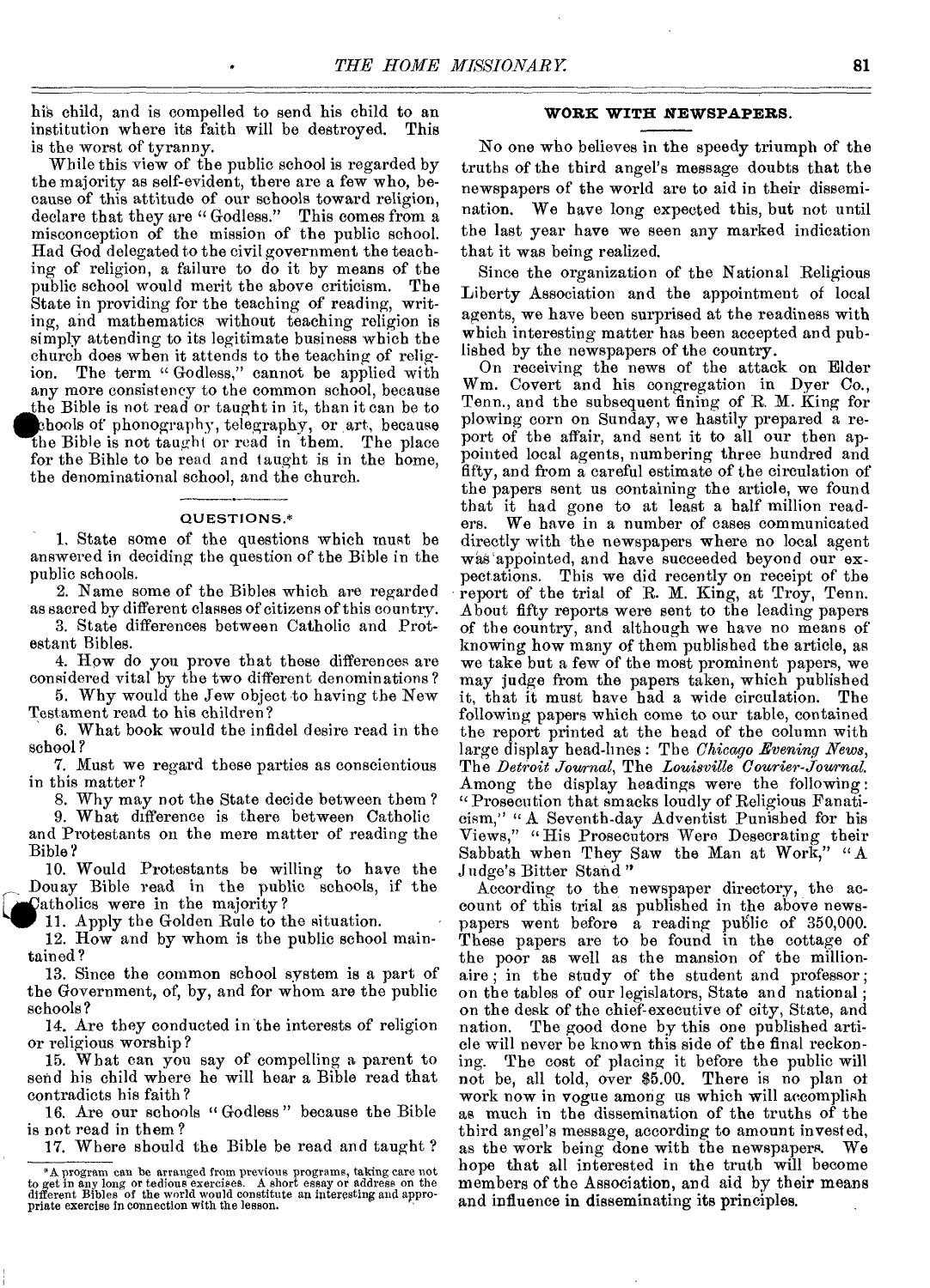his child, and is compelled to send his child to an institution where its faith will be destroyed. This is the worst of tyranny.

While this view of the public school is regarded by the majority as self-evident, there are a few who, because of this attitude of our schools toward religion, declare that they are "Godless." This comes from a misconception of the mission of the public school. Had God delegated to the civil government the teaching of religion, a failure to do it by means of the public school would merit the above criticism. The State in providing for the teaching of reading, writing, and mathematics without teaching religion is simply attending to its legitimate business which the church does when it attends to the teaching of religion. The term "Godless," cannot be applied with any more consistency to the common school, because the Bible is not read or taught in it, than it can be to schools of phonography, telegraphy, or art, because the Bible is not taught or read in them. The place for the Bible to be read and taught is in the home, the denominational school, and the church.

### QUESTIONS.*

1. State some of the questions which must be answered in deciding the question of the Bible in the public schools.
2. Name some of the Bibles which are regarded as sacred by different classes of citizens of this country.
3. State differences between Catholic and Protestant Bibles.
4. How do you prove that these differences are considered vital by the two different denominations?
5. Why would the Jew object to having the New Testament read to his children?
6. What book would the infidel desire read in the school?
7. Must we regard these parties as conscientious in this matter?
8. Why may not the State decide between them?
9. What difference is there between Catholic and Protestants on the mere matter of reading the Bible?
10. Would Protestants be willing to have the Douay Bible read in the public schools, if the Catholics were in the majority?
11. Apply the Golden Rule to the situation.
12. How and by whom is the public school maintained?
13. Since the common school system is a part of the Government, of, by, and for whom are the public schools?
14. Are they conducted in the interests of religion or religious worship?
15. What can you say of compelling a parent to send his child where he will hear a Bible read that contradicts his faith?
16. Are our schools "Godless" because the Bible is not read in them?
17. Where should the Bible be read and taught?

*A program can be arranged from previous programs, taking care not to get in any long or tedious exercises. A short essay or address on the different Bibles of the world would constitute an interesting and appropriate exercise in connection with the lesson.

### WORK WITH NEWSPAPERS.

No one who believes in the speedy triumph of the truths of the third angel's message doubts that the newspapers of the world are to aid in their dissemination. We have long expected this, but not until the last year have we seen any marked indication that it was being realized.

Since the organization of the National Religious Liberty Association and the appointment of local agents, we have been surprised at the readiness with which interesting matter has been accepted and published by the newspapers of the country.

On receiving the news of the attack on Elder Wm. Covert and his congregation in Dyer Co., Tenn., and the subsequent fining of R. M. King for plowing corn on Sunday, we hastily prepared a report of the affair, and sent it to all our then appointed local agents, numbering three hundred and fifty, and from a careful estimate of the circulation of the papers sent us containing the article, we found that it had gone to at least a half million readers. We have in a number of cases communicated directly with the newspapers where no local agent was appointed, and have succeeded beyond our expectations. This we did recently on receipt of the report of the trial of R. M. King, at Troy, Tenn. About fifty reports were sent to the leading papers of the country, and although we have no means of knowing how many of them published the article, as we take but a few of the most prominent papers, we may judge from the papers taken, which published it, that it must have had a wide circulation. The following papers which come to our table, contained the report printed at the head of the column with large display head-lines: The *Chicago Evening News*, The *Detroit Journal*, The *Louisville Courier-Journal.* Among the display headings were the following: "Prosecution that smacks loudly of Religious Fanaticism," "A Seventh-day Adventist Punished for his Views," "His Prosecutors Were Desecrating their Sabbath when They Saw the Man at Work," "A Judge's Bitter Stand"

According to the newspaper directory, the account of this trial as published in the above newspapers went before a reading public of 350,000. These papers are to be found in the cottage of the poor as well as the mansion of the millionaire; in the study of the student and professor; on the tables of our legislators, State and national; on the desk of the chief-executive of city, State, and nation. The good done by this one published article will never be known this side of the final reckoning. The cost of placing it before the public will not be, all told, over $5.00. There is no plan of work now in vogue among us which will accomplish as much in the dissemination of the truths of the third angel's message, according to amount invested, as the work being done with the newspapers. We hope that all interested in the truth will become members of the Association, and aid by their means and influence in disseminating its principles.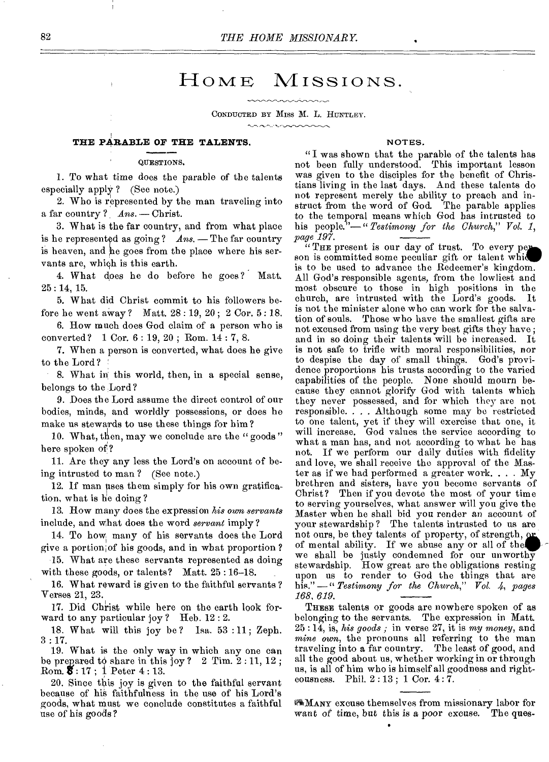# HOME MISSIONS.

CONDUCTED BY MISS M. L. HUNTLEY.

### THE PARABLE OF THE TALENTS.

QUESTIONS.

1. To what time does the parable of the talents especially apply? (See note.)

2. Who is represented by the man traveling into a far country? *Ans.* — Christ.

3. What is the far country, and from what place is he represented as going? *Ans.* — The far country is heaven, and he goes from the place where his servants are, which is this earth.

4. What does he do before he goes? Matt. 25 : 14, 15.

5. What did Christ commit to his followers before he went away? Matt. 28 : 19, 20; 2 Cor. 5 : 18.

6. How much does God claim of a person who is converted? 1 Cor. 6 : 19, 20; Rom. 14 : 7, 8.

7. When a person is converted, what does he give to the Lord?

8. What in this world, then, in a special sense, belongs to the Lord?

9. Does the Lord assume the direct control of our bodies, minds, and worldly possessions, or does he make us stewards to use these things for him?

10. What, then, may we conclude are the "goods" here spoken of?

11. Are they any less the Lord's on account of being intrusted to man? (See note.)

12. If man uses them simply for his own gratification, what is he doing?

13. How many does the expression *his own servants* include, and what does the word *servant* imply?

14. To how many of his servants does the Lord give a portion of his goods, and in what proportion?

15. What are these servants represented as doing with these goods, or talents? Matt. 25 : 16–18.

16. What reward is given to the faithful servants? Verses 21, 23.

17. Did Christ while here on the earth look forward to any particular joy? Heb. 12 : 2.

18. What will this joy be? Isa. 53 : 11; Zeph. 3 : 17.

19. What is the only way in which any one can be prepared to share in this joy? 2 Tim. 2 : 11, 12; Rom. 8 : 17; 1 Peter 4 : 13.

20. Since this joy is given to the faithful servant because of his faithfulness in the use of his Lord's goods, what must we conclude constitutes a faithful use of his goods?

### NOTES.

"I was shown that the parable of the talents has not been fully understood. This important lesson was given to the disciples for the benefit of Christians living in the last days. And these talents do not represent merely the ability to preach and instruct from the word of God. The parable applies to the temporal means which God has intrusted to his people."—"*Testimony for the Church," Vol. 1, page 197.*

"THE present is our day of trust. To every person is committed some peculiar gift or talent which is to be used to advance the Redeemer's kingdom. All God's responsible agents, from the lowliest and most obscure to those in high positions in the church, are intrusted with the Lord's goods. It is not the minister alone who can work for the salvation of souls. Those who have the smallest gifts are not excused from using the very best gifts they have; and in so doing their talents will be increased. It is not safe to trifle with moral responsibilities, nor to despise the day of small things. God's providence proportions his trusts according to the varied capabilities of the people. None should mourn because they cannot glorify God with talents which they never possessed, and for which they are not responsible. . . . Although some may be restricted to one talent, yet if they will exercise that one, it will increase. God values the service according to what a man has, and not according to what he has not. If we perform our daily duties with fidelity and love, we shall receive the approval of the Master as if we had performed a greater work. . . . My brethren and sisters, have you become servants of Christ? Then if you devote the most of your time to serving yourselves, what answer will you give the Master when he shall bid you render an account of your stewardship? The talents intrusted to us are not ours, be they talents of property, of strength, or of mental ability. If we abuse any or all of them we shall be justly condemned for our unworthy stewardship. How great are the obligations resting upon us to render to God the things that are his."—"*Testimony for the Church," Vol. 4, pages 168, 619.*

THESE talents or goods are nowhere spoken of as belonging to the servants. The expression in Matt. 25 : 14, is, *his goods;* in verse 27, it is *my money*, and *mine own*, the pronouns all referring to the man traveling into a far country. The least of good, and all the good about us, whether working in or through us, is all of him who is himself all goodness and righteousness. Phil. 2 : 13; 1 Cor. 4 : 7.

MANY excuse themselves from missionary labor for want of time, but this is a poor excuse. The ques-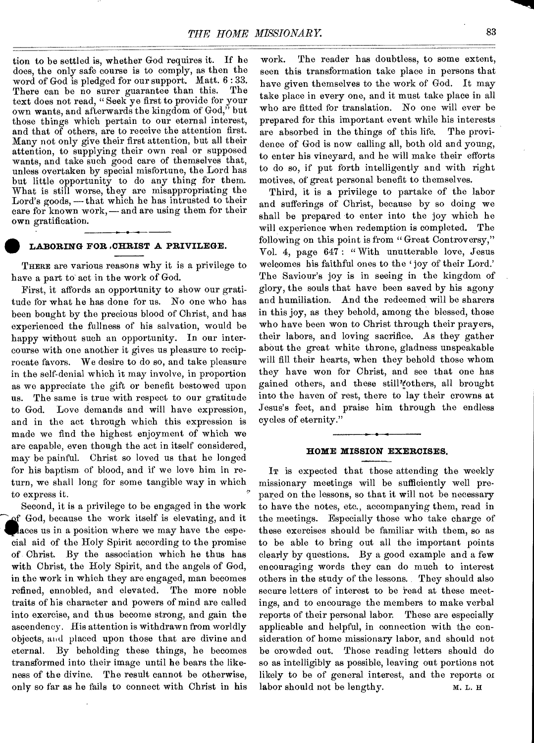tion to be settled is, whether God requires it. If he does, the only safe course is to comply, as then the word of God is pledged for our support. Matt. 6 : 33. There can be no surer guarantee than this. The text does not read, "Seek ye first to provide for your own wants, and afterwards the kingdom of God," but those things which pertain to our eternal interest, and that of others, are to receive the attention first. Many not only give their first attention, but all their attention, to supplying their own real or supposed wants, and take such good care of themselves that, unless overtaken by special misfortune, the Lord has but little opportunity to do any thing for them. What is still worse, they are misappropriating the Lord's goods, — that which he has intrusted to their care for known work, — and are using them for their own gratification.

## LABORING FOR CHRIST A PRIVILEGE.

THERE are various reasons why it is a privilege to have a part to act in the work of God.

First, it affords an opportunity to show our gratitude for what he has done for us. No one who has been bought by the precious blood of Christ, and has experienced the fullness of his salvation, would be happy without such an opportunity. In our intercourse with one another it gives us pleasure to reciprocate favors. We desire to do so, and take pleasure in the self-denial which it may involve, in proportion as we appreciate the gift or benefit bestowed upon us. The same is true with respect to our gratitude to God. Love demands and will have expression, and in the act through which this expression is made we find the highest enjoyment of which we are capable, even though the act in itself considered, may be painful. Christ so loved us that he longed for his baptism of blood, and if we love him in return, we shall long for some tangible way in which to express it.

Second, it is a privilege to be engaged in the work of God, because the work itself is elevating, and it places us in a position where we may have the especial aid of the Holy Spirit according to the promise of Christ. By the association which he thus has with Christ, the Holy Spirit, and the angels of God, in the work in which they are engaged, man becomes refined, ennobled, and elevated. The more noble traits of his character and powers of mind are called into exercise, and thus become strong, and gain the ascendency. His attention is withdrawn from worldly objects, and placed upon those that are divine and eternal. By beholding these things, he becomes transformed into their image until he bears the likeness of the divine. The result cannot be otherwise, only so far as he fails to connect with Christ in his work. The reader has doubtless, to some extent, seen this transformation take place in persons that have given themselves to the work of God. It may take place in every one, and it must take place in all who are fitted for translation. No one will ever be prepared for this important event while his interests are absorbed in the things of this life. The providence of God is now calling all, both old and young, to enter his vineyard, and he will make their efforts to do so, if put forth intelligently and with right motives, of great personal benefit to themselves.

Third, it is a privilege to partake of the labor and sufferings of Christ, because by so doing we shall be prepared to enter into the joy which he will experience when redemption is completed. The following on this point is from "Great Controversy," Vol. 4, page 647: "With unutterable love, Jesus welcomes his faithful ones to the 'joy of their Lord.' The Saviour's joy is in seeing in the kingdom of glory, the souls that have been saved by his agony and humiliation. And the redeemed will be sharers in this joy, as they behold, among the blessed, those who have been won to Christ through their prayers, their labors, and loving sacrifice. As they gather about the great white throne, gladness unspeakable will fill their hearts, when they behold those whom they have won for Christ, and see that one has gained others, and these still others, all brought into the haven of rest, there to lay their crowns at Jesus's feet, and praise him through the endless cycles of eternity."

## HOME MISSION EXERCISES.

IT is expected that those attending the weekly missionary meetings will be sufficiently well prepared on the lessons, so that it will not be necessary to have the notes, etc., accompanying them, read in the meetings. Especially those who take charge of these exercises should be familiar with them, so as to be able to bring out all the important points clearly by questions. By a good example and a few encouraging words they can do much to interest others in the study of the lessons. They should also secure letters of interest to be read at these meetings, and to encourage the members to make verbal reports of their personal labor. These are especially applicable and helpful, in connection with the consideration of home missionary labor, and should not be crowded out. Those reading letters should do so as intelligibly as possible, leaving out portions not likely to be of general interest, and the reports of labor should not be lengthy.

M. L. H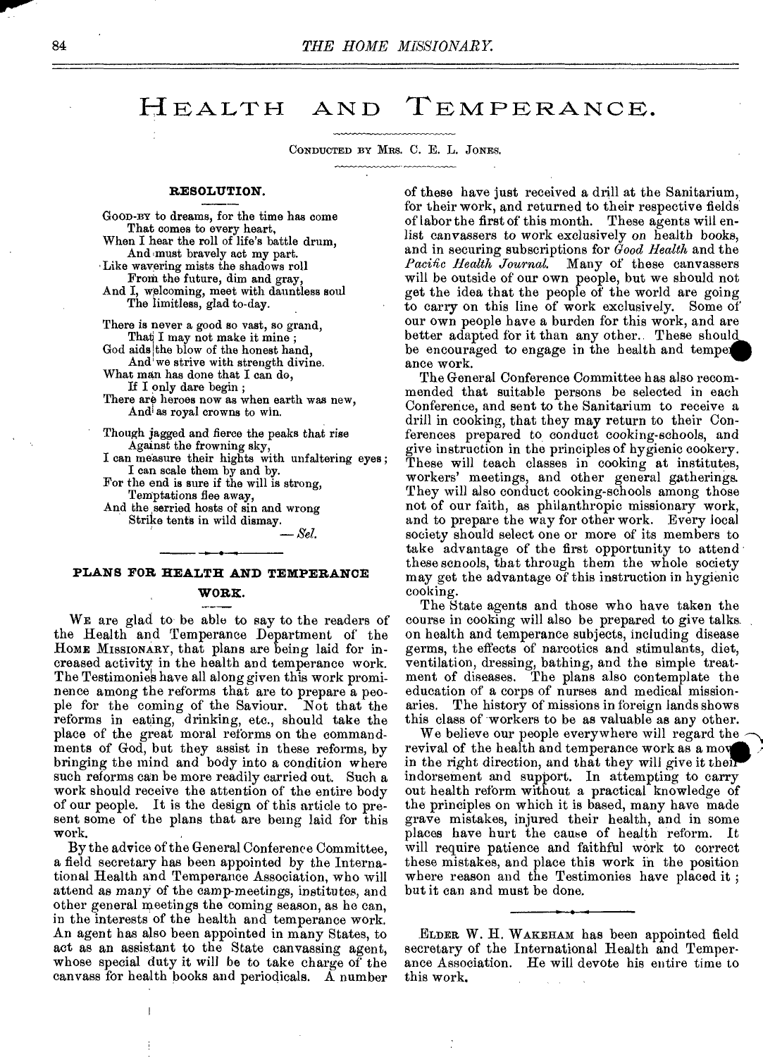// Health and Temperance.

CONDUCTED BY MRS. C. E. L. JONES.

### RESOLUTION.

GOOD-BY to dreams, for the time has come  
That comes to every heart,  
When I hear the roll of life's battle drum,  
And must bravely act my part.  
Like wavering mists the shadows roll  
From the future, dim and gray,  
And I, welcoming, meet with dauntless soul  
The limitless, glad to-day.

There is never a good so vast, so grand,  
That I may not make it mine;  
God aids the blow of the honest hand,  
And we strive with strength divine.  
What man has done that I can do,  
If I only dare begin;  
There are heroes now as when earth was new,  
And as royal crowns to win.

Though jagged and fierce the peaks that rise  
Against the frowning sky,  
I can measure their hights with unfaltering eyes;  
I can scale them by and by.  
For the end is sure if the will is strong,  
Temptations flee away,  
And the serried hosts of sin and wrong  
Strike tents in wild dismay.

— *Sel.*

### PLANS FOR HEALTH AND TEMPERANCE WORK.

WE are glad to be able to say to the readers of the Health and Temperance Department of the HOME MISSIONARY, that plans are being laid for increased activity in the health and temperance work. The Testimonies have all along given this work prominence among the reforms that are to prepare a people for the coming of the Saviour. Not that the reforms in eating, drinking, etc., should take the place of the great moral reforms on the commandments of God, but they assist in these reforms, by bringing the mind and body into a condition where such reforms can be more readily carried out. Such a work should receive the attention of the entire body of our people. It is the design of this article to present some of the plans that are being laid for this work.

By the advice of the General Conference Committee, a field secretary has been appointed by the International Health and Temperance Association, who will attend as many of the camp-meetings, institutes, and other general meetings the coming season, as he can, in the interests of the health and temperance work. An agent has also been appointed in many States, to act as an assistant to the State canvassing agent, whose special duty it will be to take charge of the canvass for health books and periodicals. A number of these have just received a drill at the Sanitarium, for their work, and returned to their respective fields of labor the first of this month. These agents will enlist canvassers to work exclusively on health books, and in securing subscriptions for *Good Health* and the *Pacific Health Journal.* Many of these canvassers will be outside of our own people, but we should not get the idea that the people of the world are going to carry on this line of work exclusively. Some of our own people have a burden for this work, and are better adapted for it than any other. These should be encouraged to engage in the health and temperance work.

The General Conference Committee has also recommended that suitable persons be selected in each Conference, and sent to the Sanitarium to receive a drill in cooking, that they may return to their Conferences prepared to conduct cooking-schools, and give instruction in the principles of hygienic cookery. These will teach classes in cooking at institutes, workers' meetings, and other general gatherings. They will also conduct cooking-schools among those not of our faith, as philanthropic missionary work, and to prepare the way for other work. Every local society should select one or more of its members to take advantage of the first opportunity to attend these schools, that through them the whole society may get the advantage of this instruction in hygienic cooking.

The State agents and those who have taken the course in cooking will also be prepared to give talks on health and temperance subjects, including disease germs, the effects of narcotics and stimulants, diet, ventilation, dressing, bathing, and the simple treatment of diseases. The plans also contemplate the education of a corps of nurses and medical missionaries. The history of missions in foreign lands shows this class of workers to be as valuable as any other.

We believe our people everywhere will regard the revival of the health and temperance work as a move in the right direction, and that they will give it their indorsement and support. In attempting to carry out health reform without a practical knowledge of the principles on which it is based, many have made grave mistakes, injured their health, and in some places have hurt the cause of health reform. It will require patience and faithful work to correct these mistakes, and place this work in the position where reason and the Testimonies have placed it; but it can and must be done.

---

ELDER W. H. WAKEHAM has been appointed field secretary of the International Health and Temperance Association. He will devote his entire time to this work.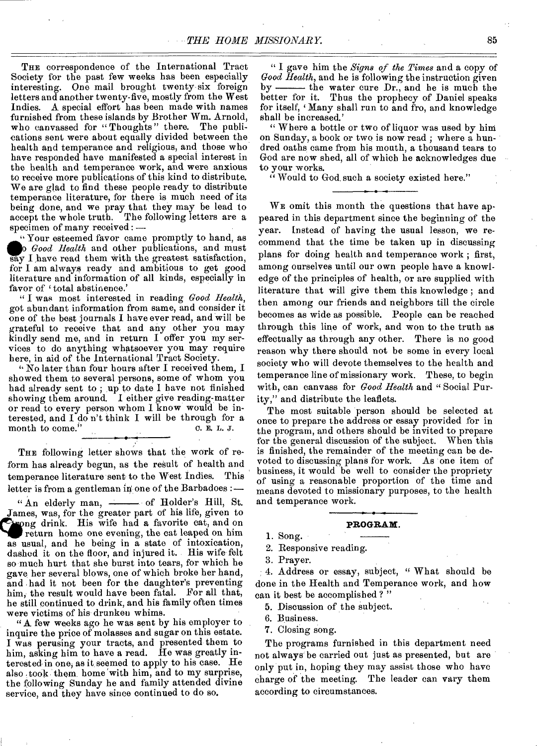THE correspondence of the International Tract Society for the past few weeks has been especially interesting. One mail brought twenty-six foreign letters and another twenty-five, mostly from the West Indies. A special effort has been made with names furnished from these islands by Brother Wm. Arnold, who canvassed for "Thoughts" there. The publications sent were about equally divided between the health and temperance and religious, and those who have responded have manifested a special interest in the health and temperance work, and were anxious to receive more publications of this kind to distribute. We are glad to find these people ready to distribute temperance literature, for there is much need of its being done, and we pray that they may be lead to accept the whole truth. The following letters are a specimen of many received:—

"Your esteemed favor came promptly to hand, as to *Good Health* and other publications, and must say I have read them with the greatest satisfaction, for I am always ready and ambitious to get good literature and information of all kinds, especially in favor of 'total abstinence.'

"I was most interested in reading *Good Health*, got abundant information from same, and consider it one of the best journals I have ever read, and will be grateful to receive that and any other you may kindly send me, and in return I offer you my services to do anything whatsoever you may require here, in aid of the International Tract Society.

"No later than four hours after I received them, I showed them to several persons, some of whom you had already sent to; up to date I have not finished showing them around. I either give reading-matter or read to every person whom I know would be interested, and I do n't think I will be through for a month to come." C. E. L. J.

---

THE following letter shows that the work of reform has already begun, as the result of health and temperance literature sent to the West Indies. This letter is from a gentleman in one of the Barbadoes:—

"An elderly man, ——— of Holder's Hill, St. James, was, for the greater part of his life, given to strong drink. His wife had a favorite cat, and on his return home one evening, the cat leaped on him as usual, and he being in a state of intoxication, dashed it on the floor, and injured it. His wife felt so much hurt that she burst into tears, for which he gave her several blows, one of which broke her hand, and had it not been for the daughter's preventing him, the result would have been fatal. For all that, he still continued to drink, and his family often times were victims of his drunken whims.

"A few weeks ago he was sent by his employer to inquire the price of molasses and sugar on this estate. I was perusing your tracts, and presented them to him, asking him to have a read. He was greatly interested in one, as it seemed to apply to his case. He also took them home with him, and to my surprise, the following Sunday he and family attended divine service, and they have since continued to do so.

"I gave him the *Signs of the Times* and a copy of *Good Health*, and he is following the instruction given by ——— the water cure Dr., and he is much the better for it. Thus the prophecy of Daniel speaks for itself, 'Many shall run to and fro, and knowledge shall be increased.'

"Where a bottle or two of liquor was used by him on Sunday, a book or two is now read; where a hundred oaths came from his mouth, a thousand tears to God are now shed, all of which he acknowledges due to your works.

"Would to God such a society existed here."

---

WE omit this month the questions that have appeared in this department since the beginning of the year. Instead of having the usual lesson, we recommend that the time be taken up in discussing plans for doing health and temperance work; first, among ourselves until our own people have a knowledge of the principles of health, or are supplied with literature that will give them this knowledge; and then among our friends and neighbors till the circle becomes as wide as possible. People can be reached through this line of work, and won to the truth as effectually as through any other. There is no good reason why there should not be some in every local society who will devote themselves to the health and temperance line of missionary work. These, to begin with, can canvass for *Good Health* and "Social Purity," and distribute the leaflets.

The most suitable person should be selected at once to prepare the address or essay provided for in the program, and others should be invited to prepare for the general discussion of the subject. When this is finished, the remainder of the meeting can be devoted to discussing plans for work. As one item of business, it would be well to consider the propriety of using a reasonable proportion of the time and means devoted to missionary purposes, to the health and temperance work.

---

## PROGRAM.

1. Song.
2. Responsive reading.
3. Prayer.
4. Address or essay, subject, "What should be done in the Health and Temperance work, and how can it best be accomplished?"
5. Discussion of the subject.
6. Business.
7. Closing song.

The programs furnished in this department need not always be carried out just as presented, but are only put in, hoping they may assist those who have charge of the meeting. The leader can vary them according to circumstances.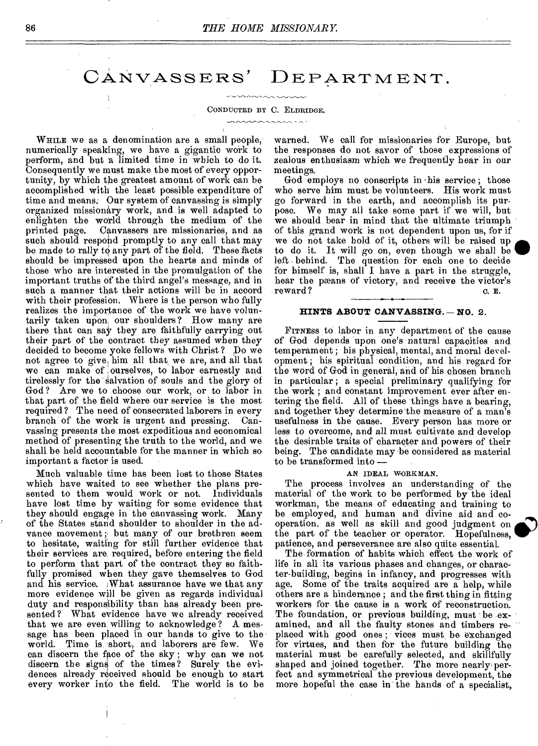# Canvassers' Department.

CONDUCTED BY C. ELDRIDGE.

WHILE we as a denomination are a small people, numerically speaking, we have a gigantic work to perform, and but a limited time in which to do it. Consequently we must make the most of every opportunity, by which the greatest amount of work can be accomplished with the least possible expenditure of time and means. Our system of canvassing is simply organized missionary work, and is well adapted to enlighten the world through the medium of the printed page. Canvassers are missionaries, and as such should respond promptly to any call that may be made to rally to any part of the field. These facts should be impressed upon the hearts and minds of those who are interested in the promulgation of the important truths of the third angel's message, and in such a manner that their actions will be in accord with their profession. Where is the person who fully realizes the importance of the work we have voluntarily taken upon our shoulders? How many are there that can say they are faithfully carrying out their part of the contract they assumed when they decided to become yoke fellows with Christ? Do we not agree to give him all that we are, and all that we can make of ourselves, to labor earnestly and tirelessly for the salvation of souls and the glory of God? Are we to choose our work, or to labor in that part of the field where our service is the most required? The need of consecrated laborers in every branch of the work is urgent and pressing. Canvassing presents the most expeditious and economical method of presenting the truth to the world, and we shall be held accountable for the manner in which so important a factor is used.

Much valuable time has been lost to those States which have waited to see whether the plans presented to them would work or not. Individuals have lost time by waiting for some evidence that they should engage in the canvassing work. Many of the States stand shoulder to shoulder in the advance movement; but many of our brethren seem to hesitate, waiting for still further evidence that their services are required, before entering the field to perform that part of the contract they so faithfully promised when they gave themselves to God and his service. What assurance have we that any more evidence will be given as regards individual duty and responsibility than has already been presented? What evidence have we already received that we are even willing to acknowledge? A message has been placed in our hands to give to the world. Time is short, and laborers are few. We can discern the face of the sky; why can we not discern the signs of the times? Surely the evidences already received should be enough to start every worker into the field. The world is to be warned. We call for missionaries for Europe, but the responses do not savor of those expressions of zealous enthusiasm which we frequently hear in our meetings.

God employs no conscripts in his service; those who serve him must be volunteers. His work must go forward in the earth, and accomplish its purpose. We may all take some part if we will, but we should bear in mind that the ultimate triumph of this grand work is not dependent upon us, for if we do not take hold of it, others will be raised up to do it. It will go on, even though we shall be left behind. The question for each one to decide for himself is, shall I have a part in the struggle, hear the pæans of victory, and receive the victor's reward?

C. E.

## HINTS ABOUT CANVASSING.—NO. 2.

FITNESS to labor in any department of the cause of God depends upon one's natural capacities and temperament; his physical, mental, and moral development; his spiritual condition, and his regard for the word of God in general, and of his chosen branch in particular; a special preliminary qualifying for the work; and constant improvement ever after entering the field. All of these things have a bearing, and together they determine the measure of a man's usefulness in the cause. Every person has more or less to overcome, and all must cultivate and develop the desirable traits of character and powers of their being. The candidate may be considered as material to be transformed into—

### AN IDEAL WORKMAN.

The process involves an understanding of the material of the work to be performed by the ideal workman, the means of educating and training to be employed, and human and divine aid and cooperation, as well as skill and good judgment on the part of the teacher or operator. Hopefulness, patience, and perseverance are also quite essential.

The formation of habits which effect the work of life in all its various phases and changes, or character-building, begins in infancy, and progresses with age. Some of the traits acquired are a help, while others are a hinderance; and the first thing in fitting workers for the cause is a work of reconstruction. The foundation, or previous building, must be examined, and all the faulty stones and timbers replaced with good ones; vices must be exchanged for virtues, and then for the future building the material must be carefully selected, and skillfully shaped and joined together. The more nearly perfect and symmetrical the previous development, the more hopeful the case in the hands of a specialist,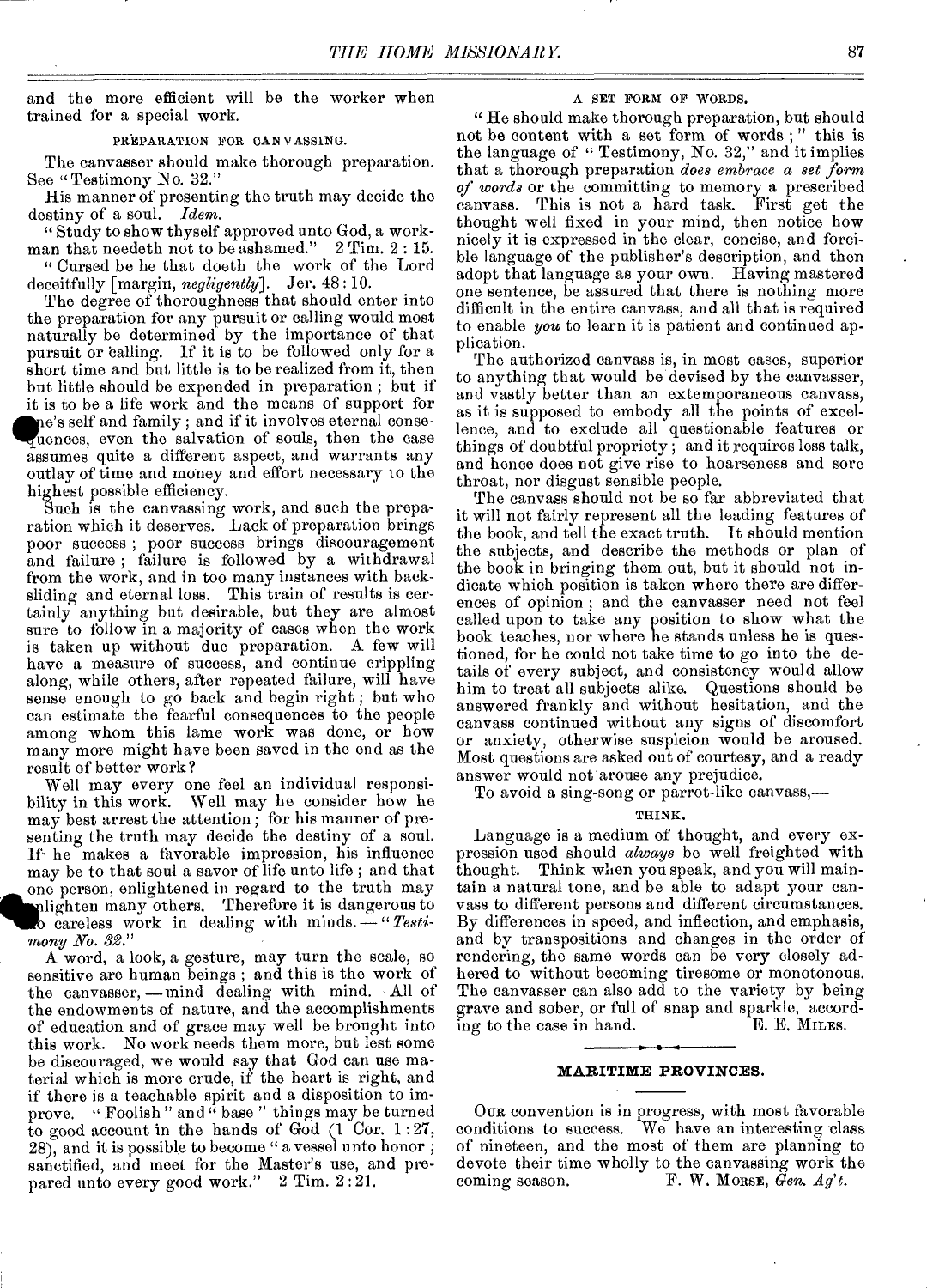and the more efficient will be the worker when trained for a special work.

### PREPARATION FOR CANVASSING.

The canvasser should make thorough preparation. See "Testimony No. 32."

His manner of presenting the truth may decide the destiny of a soul. *Idem.*

"Study to show thyself approved unto God, a workman that needeth not to be ashamed." 2 Tim. 2 : 15.

"Cursed be he that doeth the work of the Lord deceitfully [margin, *negligently*]. Jer. 48 : 10.

The degree of thoroughness that should enter into the preparation for any pursuit or calling would most naturally be determined by the importance of that pursuit or calling. If it is to be followed only for a short time and but little is to be realized from it, then but little should be expended in preparation ; but if it is to be a life work and the means of support for one's self and family ; and if it involves eternal consequences, even the salvation of souls, then the case assumes quite a different aspect, and warrants any outlay of time and money and effort necessary to the highest possible efficiency.

Such is the canvassing work, and such the preparation which it deserves. Lack of preparation brings poor success ; poor success brings discouragement and failure ; failure is followed by a withdrawal from the work, and in too many instances with backsliding and eternal loss. This train of results is certainly anything but desirable, but they are almost sure to follow in a majority of cases when the work is taken up without due preparation. A few will have a measure of success, and continue crippling along, while others, after repeated failure, will have sense enough to go back and begin right ; but who can estimate the fearful consequences to the people among whom this lame work was done, or how many more might have been saved in the end as the result of better work?

Well may every one feel an individual responsibility in this work. Well may he consider how he may best arrest the attention ; for his manner of presenting the truth may decide the destiny of a soul. If he makes a favorable impression, his influence may be to that soul a savor of life unto life ; and that one person, enlightened in regard to the truth may enlighten many others. Therefore it is dangerous to do careless work in dealing with minds. — "*Testimony No. 32.*"

A word, a look, a gesture, may turn the scale, so sensitive are human beings ; and this is the work of the canvasser, — mind dealing with mind. All of the endowments of nature, and the accomplishments of education and of grace may well be brought into this work. No work needs them more, but lest some be discouraged, we would say that God can use material which is more crude, if the heart is right, and if there is a teachable spirit and a disposition to improve. "Foolish" and "base" things may be turned to good account in the hands of God (1 Cor. 1 : 27, 28), and it is possible to become "a vessel unto honor ; sanctified, and meet for the Master's use, and prepared unto every good work." 2 Tim. 2 : 21.

### A SET FORM OF WORDS.

"He should make thorough preparation, but should not be content with a set form of words ;" this is the language of "Testimony, No. 32," and it implies that a thorough preparation *does embrace a set form of words* or the committing to memory a prescribed canvass. This is not a hard task. First get the thought well fixed in your mind, then notice how nicely it is expressed in the clear, concise, and forcible language of the publisher's description, and then adopt that language as your own. Having mastered one sentence, be assured that there is nothing more difficult in the entire canvass, and all that is required to enable *you* to learn it is patient and continued application.

The authorized canvass is, in most cases, superior to anything that would be devised by the canvasser, and vastly better than an extemporaneous canvass, as it is supposed to embody all the points of excellence, and to exclude all questionable features or things of doubtful propriety ; and it requires less talk, and hence does not give rise to hoarseness and sore throat, nor disgust sensible people.

The canvass should not be so far abbreviated that it will not fairly represent all the leading features of the book, and tell the exact truth. It should mention the subjects, and describe the methods or plan of the book in bringing them out, but it should not indicate which position is taken where there are differences of opinion ; and the canvasser need not feel called upon to take any position to show what the book teaches, nor where he stands unless he is questioned, for he could not take time to go into the details of every subject, and consistency would allow him to treat all subjects alike. Questions should be answered frankly and without hesitation, and the canvass continued without any signs of discomfort or anxiety, otherwise suspicion would be aroused. Most questions are asked out of courtesy, and a ready answer would not arouse any prejudice.

To avoid a sing-song or parrot-like canvass,—

### THINK.

Language is a medium of thought, and every expression used should *always* be well freighted with thought. Think when you speak, and you will maintain a natural tone, and be able to adapt your canvass to different persons and different circumstances. By differences in speed, and inflection, and emphasis, and by transpositions and changes in the order of rendering, the same words can be very closely adhered to without becoming tiresome or monotonous. The canvasser can also add to the variety by being grave and sober, or full of snap and sparkle, according to the case in hand.

E. E. MILES.

---

## MARITIME PROVINCES.

OUR convention is in progress, with most favorable conditions to success. We have an interesting class of nineteen, and the most of them are planning to devote their time wholly to the canvassing work the coming season.

F. W. MORSE, *Gen. Ag't.*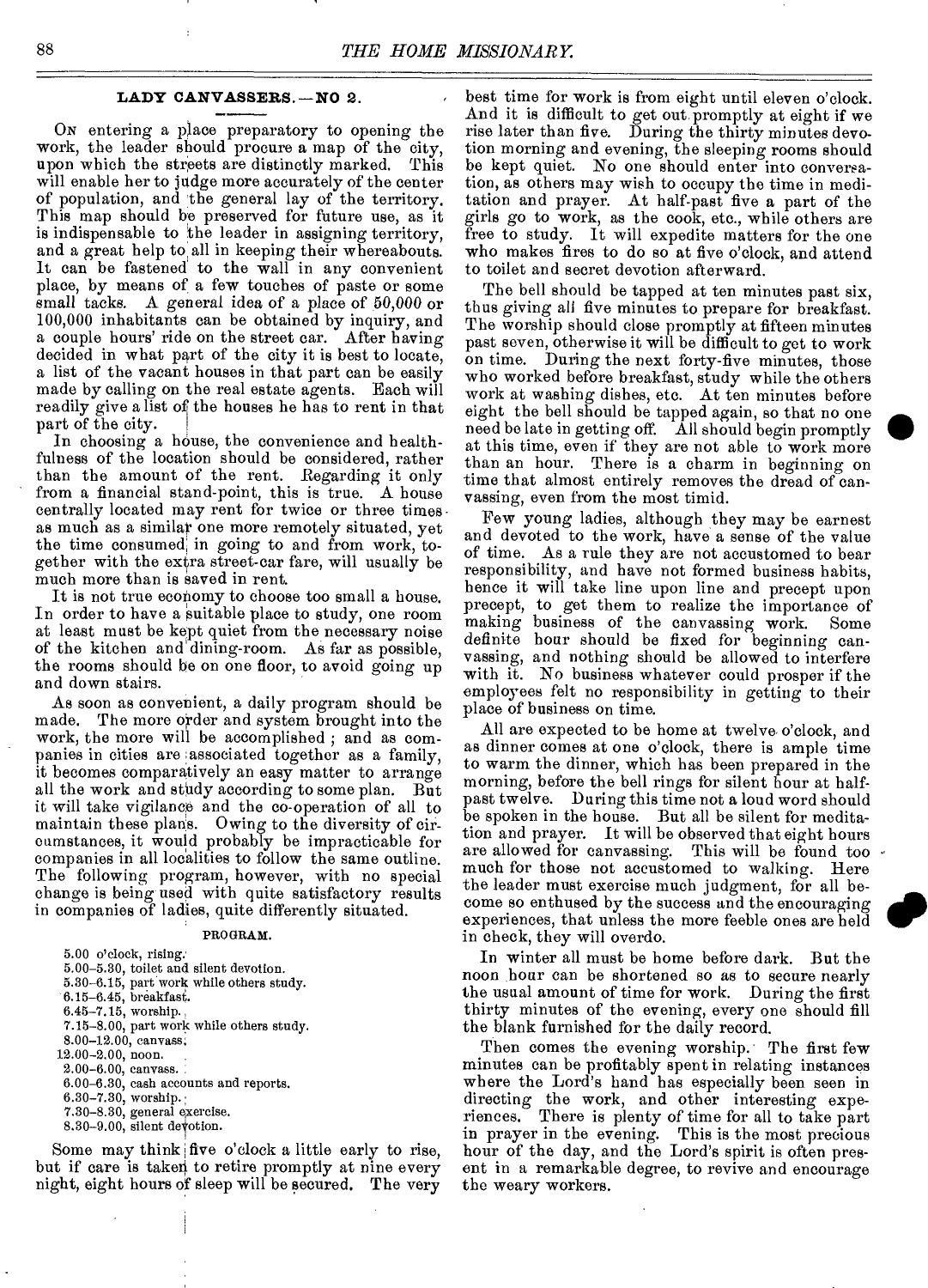## LADY CANVASSERS.—NO 2.

On entering a place preparatory to opening the work, the leader should procure a map of the city, upon which the streets are distinctly marked. This will enable her to judge more accurately of the center of population, and the general lay of the territory. This map should be preserved for future use, as it is indispensable to the leader in assigning territory, and a great help to all in keeping their whereabouts. It can be fastened to the wall in any convenient place, by means of a few touches of paste or some small tacks. A general idea of a place of 50,000 or 100,000 inhabitants can be obtained by inquiry, and a couple hours' ride on the street car. After having decided in what part of the city it is best to locate, a list of the vacant houses in that part can be easily made by calling on the real estate agents. Each will readily give a list of the houses he has to rent in that part of the city.

In choosing a house, the convenience and healthfulness of the location should be considered, rather than the amount of the rent. Regarding it only from a financial stand-point, this is true. A house centrally located may rent for twice or three times as much as a similar one more remotely situated, yet the time consumed in going to and from work, together with the extra street-car fare, will usually be much more than is saved in rent.

It is not true economy to choose too small a house. In order to have a suitable place to study, one room at least must be kept quiet from the necessary noise of the kitchen and dining-room. As far as possible, the rooms should be on one floor, to avoid going up and down stairs.

As soon as convenient, a daily program should be made. The more order and system brought into the work, the more will be accomplished; and as companies in cities are associated together as a family, it becomes comparatively an easy matter to arrange all the work and study according to some plan. But it will take vigilance and the co-operation of all to maintain these plans. Owing to the diversity of circumstances, it would probably be impracticable for companies in all localities to follow the same outline. The following program, however, with no special change is being used with quite satisfactory results in companies of ladies, quite differently situated.

PROGRAM.

- 5.00 o'clock, rising.
- 5.00–5.30, toilet and silent devotion.
- 5.30–6.15, part work while others study.
- 6.15–6.45, breakfast.
- 6.45–7.15, worship.
- 7.15–8.00, part work while others study.
- 8.00–12.00, canvass.
- 12.00–2.00, noon.
- 2.00–6.00, canvass.
- 6.00–6.30, cash accounts and reports.
- 6.30–7.30, worship.
- 7.30–8.30, general exercise.
- 8.30–9.00, silent devotion.

Some may think five o'clock a little early to rise, but if care is taken to retire promptly at nine every night, eight hours of sleep will be secured. The very best time for work is from eight until eleven o'clock. And it is difficult to get out promptly at eight if we rise later than five. During the thirty minutes devotion morning and evening, the sleeping rooms should be kept quiet. No one should enter into conversation, as others may wish to occupy the time in meditation and prayer. At half-past five a part of the girls go to work, as the cook, etc., while others are free to study. It will expedite matters for the one who makes fires to do so at five o'clock, and attend to toilet and secret devotion afterward.

The bell should be tapped at ten minutes past six, thus giving all five minutes to prepare for breakfast. The worship should close promptly at fifteen minutes past seven, otherwise it will be difficult to get to work on time. During the next forty-five minutes, those who worked before breakfast, study while the others work at washing dishes, etc. At ten minutes before eight the bell should be tapped again, so that no one need be late in getting off. All should begin promptly at this time, even if they are not able to work more than an hour. There is a charm in beginning on time that almost entirely removes the dread of canvassing, even from the most timid.

Few young ladies, although they may be earnest and devoted to the work, have a sense of the value of time. As a rule they are not accustomed to bear responsibility, and have not formed business habits, hence it will take line upon line and precept upon precept, to get them to realize the importance of making business of the canvassing work. Some definite hour should be fixed for beginning canvassing, and nothing should be allowed to interfere with it. No business whatever could prosper if the employees felt no responsibility in getting to their place of business on time.

All are expected to be home at twelve o'clock, and as dinner comes at one o'clock, there is ample time to warm the dinner, which has been prepared in the morning, before the bell rings for silent hour at half-past twelve. During this time not a loud word should be spoken in the house. But all be silent for meditation and prayer. It will be observed that eight hours are allowed for canvassing. This will be found too much for those not accustomed to walking. Here the leader must exercise much judgment, for all become so enthused by the success and the encouraging experiences, that unless the more feeble ones are held in check, they will overdo.

In winter all must be home before dark. But the noon hour can be shortened so as to secure nearly the usual amount of time for work. During the first thirty minutes of the evening, every one should fill the blank furnished for the daily record.

Then comes the evening worship. The first few minutes can be profitably spent in relating instances where the Lord's hand has especially been seen in directing the work, and other interesting experiences. There is plenty of time for all to take part in prayer in the evening. This is the most precious hour of the day, and the Lord's spirit is often present in a remarkable degree, to revive and encourage the weary workers.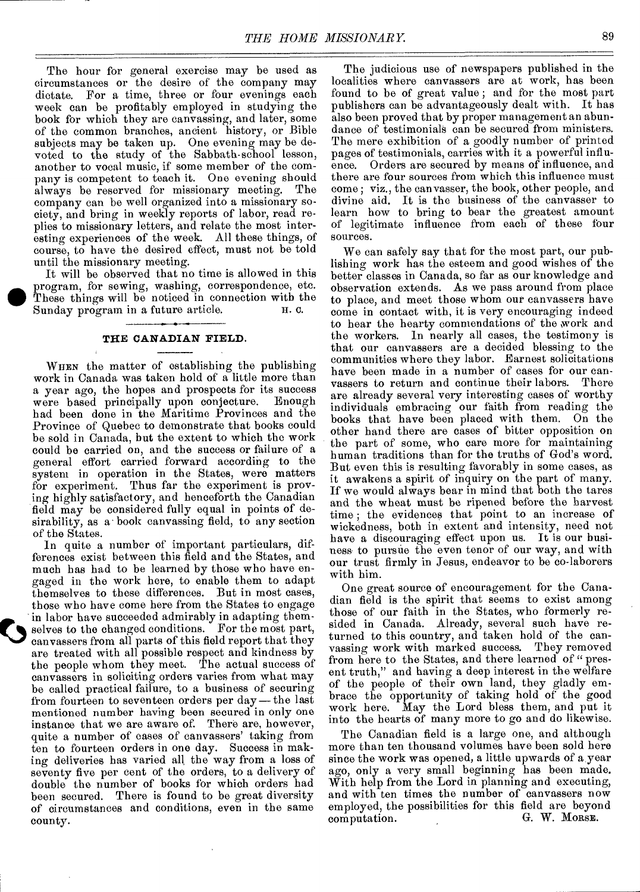The hour for general exercise may be used as circumstances or the desire of the company may dictate. For a time, three or four evenings each week can be profitably employed in studying the book for which they are canvassing, and later, some of the common branches, ancient history, or Bible subjects may be taken up. One evening may be devoted to the study of the Sabbath-school lesson, another to vocal music, if some member of the company is competent to teach it. One evening should always be reserved for missionary meeting. The company can be well organized into a missionary society, and bring in weekly reports of labor, read replies to missionary letters, and relate the most interesting experiences of the week. All these things, of course, to have the desired effect, must not be told until the missionary meeting.

It will be observed that no time is allowed in this program, for sewing, washing, correspondence, etc. These things will be noticed in connection with the Sunday program in a future article. H. C.

## THE CANADIAN FIELD.

When the matter of establishing the publishing work in Canada was taken hold of a little more than a year ago, the hopes and prospects for its success were based principally upon conjecture. Enough had been done in the Maritime Provinces and the Province of Quebec to demonstrate that books could be sold in Canada, but the extent to which the work could be carried on, and the success or failure of a general effort carried forward according to the system in operation in the States, were matters for experiment. Thus far the experiment is proving highly satisfactory, and henceforth the Canadian field may be considered fully equal in points of desirability, as a book canvassing field, to any section of the States.

In quite a number of important particulars, differences exist between this field and the States, and much has had to be learned by those who have engaged in the work here, to enable them to adapt themselves to these differences. But in most cases, those who have come here from the States to engage in labor have succeeded admirably in adapting themselves to the changed conditions. For the most part, canvassers from all parts of this field report that they are treated with all possible respect and kindness by the people whom they meet. The actual success of canvassers in soliciting orders varies from what may be called practical failure, to a business of securing from fourteen to seventeen orders per day — the last mentioned number having been secured in only one instance that we are aware of. There are, however, quite a number of cases of canvassers' taking from ten to fourteen orders in one day. Success in making deliveries has varied all the way from a loss of seventy five per cent of the orders, to a delivery of double the number of books for which orders had been secured. There is found to be great diversity of circumstances and conditions, even in the same county.

The judicious use of newspapers published in the localities where canvassers are at work, has been found to be of great value; and for the most part publishers can be advantageously dealt with. It has also been proved that by proper management an abundance of testimonials can be secured from ministers. The mere exhibition of a goodly number of printed pages of testimonials, carries with it a powerful influence. Orders are secured by means of influence, and there are four sources from which this influence must come; viz., the canvasser, the book, other people, and divine aid. It is the business of the canvasser to learn how to bring to bear the greatest amount of legitimate influence from each of these four sources.

We can safely say that for the most part, our publishing work has the esteem and good wishes of the better classes in Canada, so far as our knowledge and observation extends. As we pass around from place to place, and meet those whom our canvassers have come in contact with, it is very encouraging indeed to hear the hearty commendations of the work and the workers. In nearly all cases, the testimony is that our canvassers are a decided blessing to the communities where they labor. Earnest solicitations have been made in a number of cases for our canvassers to return and continue their labors. There are already several very interesting cases of worthy individuals embracing our faith from reading the books that have been placed with them. On the other hand there are cases of bitter opposition on the part of some, who care more for maintaining human traditions than for the truths of God's word. But even this is resulting favorably in some cases, as it awakens a spirit of inquiry on the part of many. If we would always bear in mind that both the tares and the wheat must be ripened before the harvest time; the evidences that point to an increase of wickedness, both in extent and intensity, need not have a discouraging effect upon us. It is our business to pursue the even tenor of our way, and with our trust firmly in Jesus, endeavor to be co-laborers with him.

One great source of encouragement for the Canadian field is the spirit that seems to exist among those of our faith in the States, who formerly resided in Canada. Already, several such have returned to this country, and taken hold of the canvassing work with marked success. They removed from here to the States, and there learned of "present truth," and having a deep interest in the welfare of the people of their own land, they gladly embrace the opportunity of taking hold of the good work here. May the Lord bless them, and put it into the hearts of many more to go and do likewise.

The Canadian field is a large one, and although more than ten thousand volumes have been sold here since the work was opened, a little upwards of a year ago, only a very small beginning has been made. With help from the Lord in planning and executing, and with ten times the number of canvassers now employed, the possibilities for this field are beyond computation. G. W. Morse.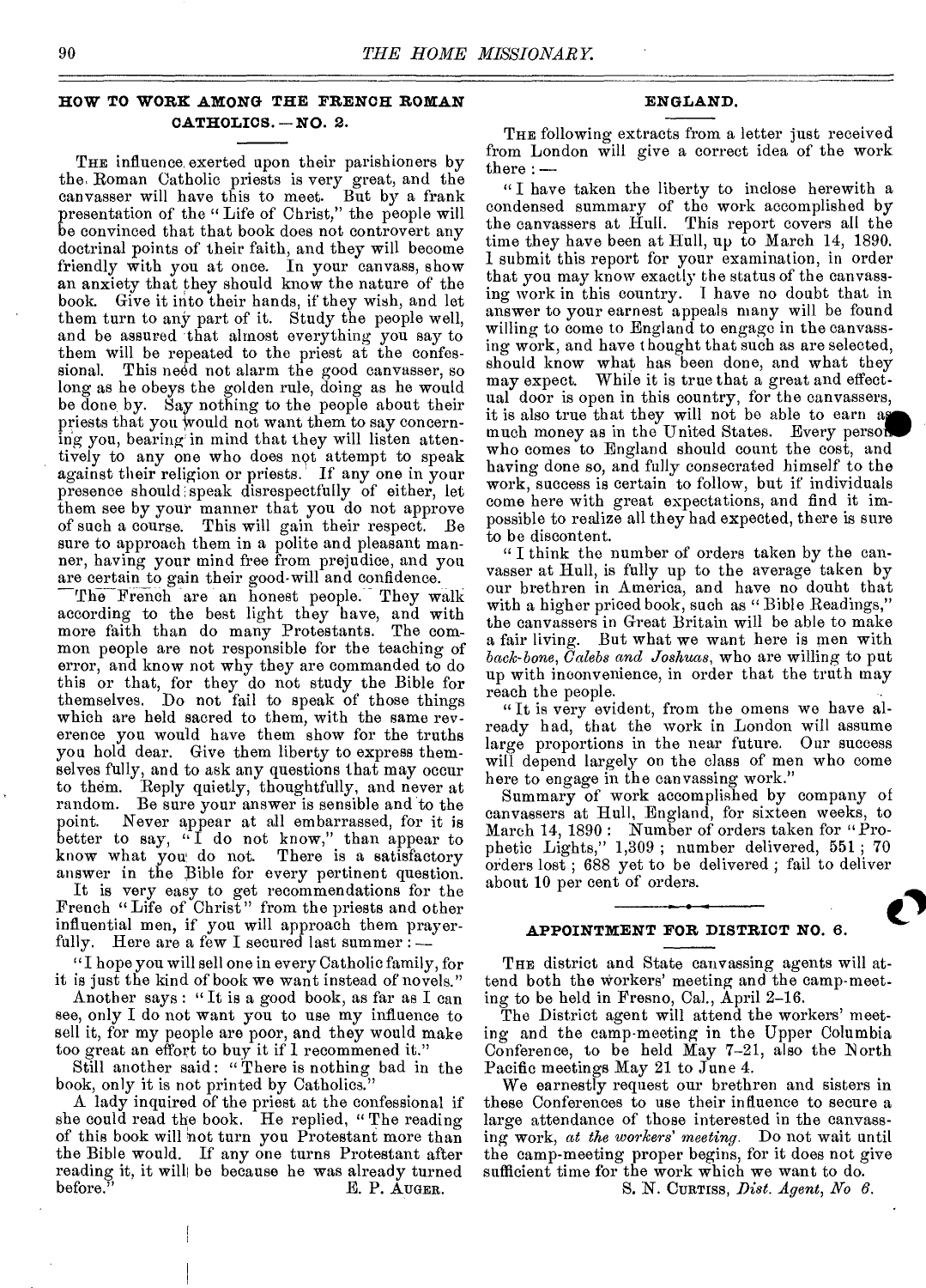## HOW TO WORK AMONG THE FRENCH ROMAN CATHOLICS. — NO. 2.

THE influence exerted upon their parishioners by the Roman Catholic priests is very great, and the canvasser will have this to meet. But by a frank presentation of the "Life of Christ," the people will be convinced that that book does not controvert any doctrinal points of their faith, and they will become friendly with you at once. In your canvass, show an anxiety that they should know the nature of the book. Give it into their hands, if they wish, and let them turn to any part of it. Study the people well, and be assured that almost everything you say to them will be repeated to the priest at the confessional. This need not alarm the good canvasser, so long as he obeys the golden rule, doing as he would be done by. Say nothing to the people about their priests that you would not want them to say concerning you, bearing in mind that they will listen attentively to any one who does not attempt to speak against their religion or priests. If any one in your presence should speak disrespectfully of either, let them see by your manner that you do not approve of such a course. This will gain their respect. Be sure to approach them in a polite and pleasant manner, having your mind free from prejudice, and you are certain to gain their good-will and confidence.

The French are an honest people. They walk according to the best light they have, and with more faith than do many Protestants. The common people are not responsible for the teaching of error, and know not why they are commanded to do this or that, for they do not study the Bible for themselves. Do not fail to speak of those things which are held sacred to them, with the same reverence you would have them show for the truths you hold dear. Give them liberty to express themselves fully, and to ask any questions that may occur to them. Reply quietly, thoughtfully, and never at random. Be sure your answer is sensible and to the point. Never appear at all embarrassed, for it is better to say, "I do not know," than appear to know what you do not. There is a satisfactory answer in the Bible for every pertinent question.

It is very easy to get recommendations for the French "Life of Christ" from the priests and other influential men, if you will approach them prayerfully. Here are a few I secured last summer: —

"I hope you will sell one in every Catholic family, for it is just the kind of book we want instead of novels."

Another says: "It is a good book, as far as I can see, only I do not want you to use my influence to sell it, for my people are poor, and they would make too great an effort to buy it if I recommened it."

Still another said: "There is nothing bad in the book, only it is not printed by Catholics."

A lady inquired of the priest at the confessional if she could read the book. He replied, "The reading of this book will not turn you Protestant more than the Bible would. If any one turns Protestant after reading it, it will be because he was already turned before."

E. P. AUGER.

## ENGLAND.

THE following extracts from a letter just received from London will give a correct idea of the work there: —

"I have taken the liberty to inclose herewith a condensed summary of the work accomplished by the canvassers at Hull. This report covers all the time they have been at Hull, up to March 14, 1890. I submit this report for your examination, in order that you may know exactly the status of the canvassing work in this country. I have no doubt that in answer to your earnest appeals many will be found willing to come to England to engage in the canvassing work, and have thought that such as are selected, should know what has been done, and what they may expect. While it is true that a great and effectual door is open in this country, for the canvassers, it is also true that they will not be able to earn as much money as in the United States. Every person who comes to England should count the cost, and having done so, and fully consecrated himself to the work, success is certain to follow, but if individuals come here with great expectations, and find it impossible to realize all they had expected, there is sure to be discontent.

"I think the number of orders taken by the canvasser at Hull, is fully up to the average taken by our brethren in America, and have no doubt that with a higher priced book, such as "Bible Readings," the canvassers in Great Britain will be able to make a fair living. But what we want here is men with *back-bone, Calebs and Joshuas*, who are willing to put up with inconvenience, in order that the truth may reach the people.

"It is very evident, from the omens we have already had, that the work in London will assume large proportions in the near future. Our success will depend largely on the class of men who come here to engage in the canvassing work."

Summary of work accomplished by company of canvassers at Hull, England, for sixteen weeks, to March 14, 1890: Number of orders taken for "Prophetic Lights," 1,309; number delivered, 551; 70 orders lost; 688 yet to be delivered; fail to deliver about 10 per cent of orders.

## APPOINTMENT FOR DISTRICT NO. 6.

THE district and State canvassing agents will attend both the workers' meeting and the camp-meeting to be held in Fresno, Cal., April 2–16.

The District agent will attend the workers' meeting and the camp-meeting in the Upper Columbia Conference, to be held May 7–21, also the North Pacific meetings May 21 to June 4.

We earnestly request our brethren and sisters in these Conferences to use their influence to secure a large attendance of those interested in the canvassing work, *at the workers' meeting*. Do not wait until the camp-meeting proper begins, for it does not give sufficient time for the work which we want to do.

S. N. CURTISS, *Dist. Agent, No 6.*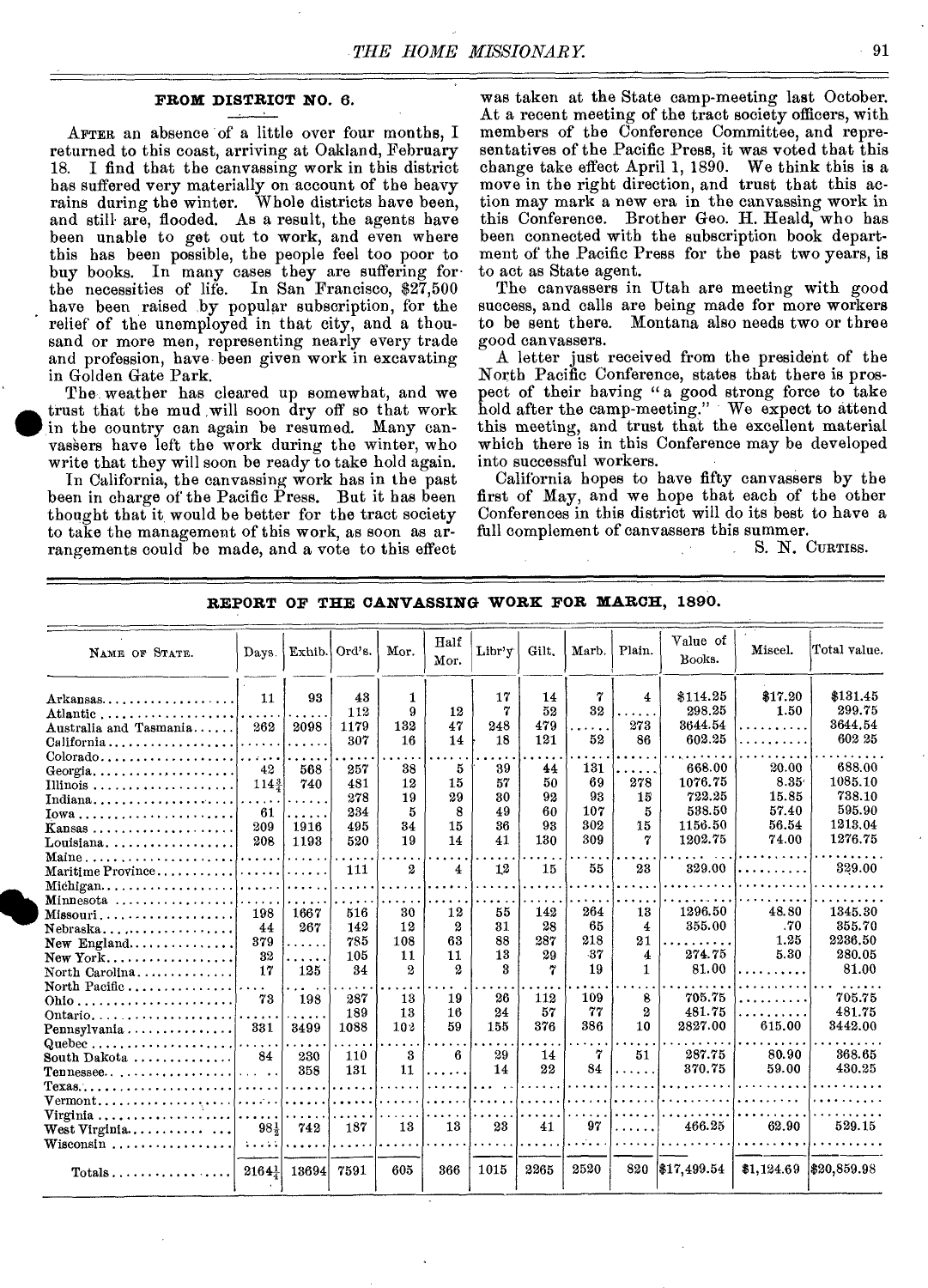### FROM DISTRICT NO. 6.

AFTER an absence of a little over four months, I returned to this coast, arriving at Oakland, February 18. I find that the canvassing work in this district has suffered very materially on account of the heavy rains during the winter. Whole districts have been, and still are, flooded. As a result, the agents have been unable to get out to work, and even where this has been possible, the people feel too poor to buy books. In many cases they are suffering for the necessities of life. In San Francisco, $27,500 have been raised by popular subscription, for the relief of the unemployed in that city, and a thousand or more men, representing nearly every trade and profession, have been given work in excavating in Golden Gate Park.

The weather has cleared up somewhat, and we trust that the mud will soon dry off so that work in the country can again be resumed. Many canvassers have left the work during the winter, who write that they will soon be ready to take hold again.

In California, the canvassing work has in the past been in charge of the Pacific Press. But it has been thought that it would be better for the tract society to take the management of this work, as soon as arrangements could be made, and a vote to this effect was taken at the State camp-meeting last October. At a recent meeting of the tract society officers, with members of the Conference Committee, and representatives of the Pacific Press, it was voted that this change take effect April 1, 1890. We think this is a move in the right direction, and trust that this action may mark a new era in the canvassing work in this Conference. Brother Geo. H. Heald, who has been connected with the subscription book department of the Pacific Press for the past two years, is to act as State agent.

The canvassers in Utah are meeting with good success, and calls are being made for more workers to be sent there. Montana also needs two or three good canvassers.

A letter just received from the president of the North Pacific Conference, states that there is prospect of their having "a good strong force to take hold after the camp-meeting." We expect to attend this meeting, and trust that the excellent material which there is in this Conference may be developed into successful workers.

California hopes to have fifty canvassers by the first of May, and we hope that each of the other Conferences in this district will do its best to have a full complement of canvassers this summer.

S. N. CURTISS.

### REPORT OF THE CANVASSING WORK FOR MARCH, 1890.

| NAME OF STATE. | Days. | Exhib. | Ord's. | Mor. | Half Mor. | Libr'y | Gilt. | Marb. | Plain. | Value of Books. | Miscel. | Total value. |
|---|---|---|---|---|---|---|---|---|---|---|---|---|
| Arkansas | 11 | 93 | 43 | 1 | | 17 | 14 | 7 | 4 | $114.25 | $17.20 | $131.45 |
| Atlantic | | | 112 | 9 | 12 | 7 | 52 | 32 | | 298.25 | 1.50 | 299.75 |
| Australia and Tasmania | 262 | 2098 | 1179 | 132 | 47 | 248 | 479 | | 273 | 3644.54 | | 3644.54 |
| California | | | 307 | 16 | 14 | 18 | 121 | 52 | 86 | 602.25 | | 602 25 |
| Colorado | | | | | | | | | | | | |
| Georgia | 42 | 568 | 257 | 38 | 5 | 39 | 44 | 131 | | 668.00 | 20.00 | 688.00 |
| Illinois | 114¾ | 740 | 481 | 12 | 15 | 57 | 50 | 69 | 278 | 1076.75 | 8.35 | 1085.10 |
| Indiana | | | 278 | 19 | 29 | 30 | 92 | 93 | 15 | 722.25 | 15.85 | 738.10 |
| Iowa | 61 | | 234 | 5 | 8 | 49 | 60 | 107 | 5 | 538.50 | 57.40 | 595.90 |
| Kansas | 209 | 1916 | 495 | 34 | 15 | 36 | 93 | 302 | 15 | 1156.50 | 56.54 | 1213.04 |
| Louisiana | 208 | 1193 | 520 | 19 | 14 | 41 | 130 | 309 | 7 | 1202.75 | 74.00 | 1276.75 |
| Maine | | | | | | | | | | | | |
| Maritime Province | | | 111 | 2 | 4 | 12 | 15 | 55 | 23 | 329.00 | | 329.00 |
| Michigan | | | | | | | | | | | | |
| Minnesota | | | | | | | | | | | | |
| Missouri | 198 | 1667 | 516 | 30 | 12 | 55 | 142 | 264 | 13 | 1296.50 | 48.80 | 1345.30 |
| Nebraska | 44 | 267 | 142 | 12 | 2 | 31 | 28 | 65 | 4 | 355.00 | .70 | 355.70 |
| New England | 379 | | 785 | 108 | 63 | 88 | 287 | 218 | 21 | | 1.25 | 2236.50 |
| New York | 32 | | 105 | 11 | 11 | 13 | 29 | 37 | 4 | 274.75 | 5.30 | 280.05 |
| North Carolina | 17 | 125 | 34 | 2 | 2 | 3 | 7 | 19 | 1 | 81.00 | | 81.00 |
| North Pacific | | | | | | | | | | | | |
| Ohio | 73 | 198 | 287 | 13 | 19 | 26 | 112 | 109 | 8 | 705.75 | | 705.75 |
| Ontario | | | 189 | 13 | 16 | 24 | 57 | 77 | 2 | 481.75 | | 481.75 |
| Pennsylvania | 331 | 3499 | 1088 | 102 | 59 | 155 | 376 | 386 | 10 | 2827.00 | 615.00 | 3442.00 |
| Quebec | | | | | | | | | | | | |
| South Dakota | 84 | 230 | 110 | 3 | 6 | 29 | 14 | 7 | 51 | 287.75 | 80.90 | 368.65 |
| Tennessee | | 358 | 131 | 11 | | 14 | 22 | 84 | | 370.75 | 59.00 | 430.25 |
| Texas | | | | | | | | | | | | |
| Vermont | | | | | | | | | | | | |
| Virginia | | | | | | | | | | | | |
| West Virginia | 98½ | 742 | 187 | 13 | 13 | 23 | 41 | 97 | | 466.25 | 62.90 | 529.15 |
| Wisconsin | | | | | | | | | | | | |
| Totals | 2164¼ | 13694 | 7591 | 605 | 366 | 1015 | 2265 | 2520 | 820 | $17,499.54 | $1,124.69 | $20,859.98 |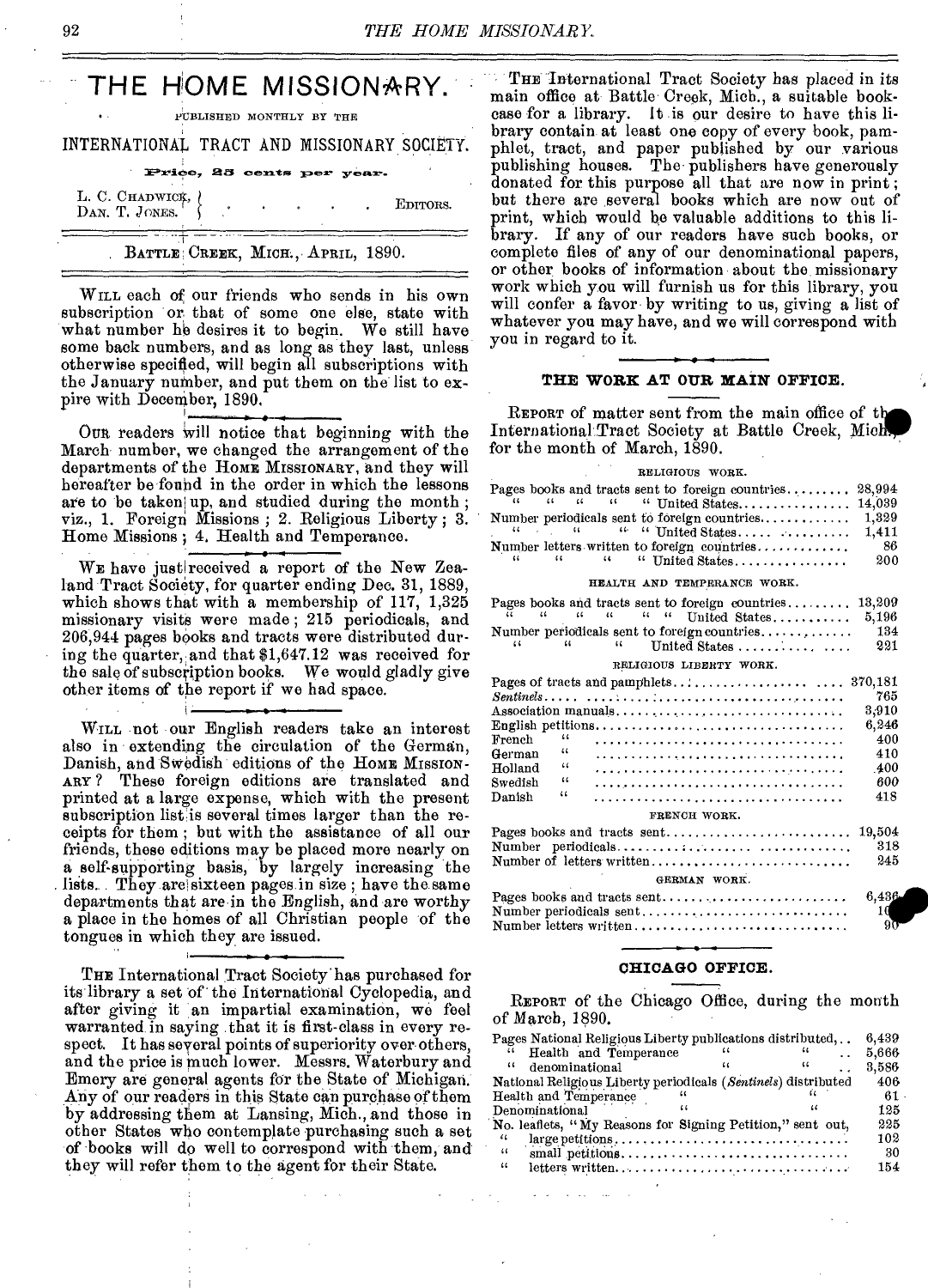# THE HOME MISSIONARY.

PUBLISHED MONTHLY BY THE

INTERNATIONAL TRACT AND MISSIONARY SOCIETY.

Price, 25 cents per year.

L. C. CHADWICK, DAN. T. JONES. — EDITORS.

BATTLE CREEK, MICH., APRIL, 1890.

---

WILL each of our friends who sends in his own subscription or that of some one else, state with what number he desires it to begin. We still have some back numbers, and as long as they last, unless otherwise specified, will begin all subscriptions with the January number, and put them on the list to expire with December, 1890.

---

OUR readers will notice that beginning with the March number, we changed the arrangement of the departments of the HOME MISSIONARY, and they will hereafter be found in the order in which the lessons are to be taken up, and studied during the month; viz., 1. Foreign Missions; 2. Religious Liberty; 3. Home Missions; 4. Health and Temperance.

---

WE have just received a report of the New Zealand Tract Society, for quarter ending Dec. 31, 1889, which shows that with a membership of 117, 1,325 missionary visits were made; 215 periodicals, and 206,944 pages books and tracts were distributed during the quarter, and that $1,647.12 was received for the sale of subscription books. We would gladly give other items of the report if we had space.

---

WILL not our English readers take an interest also in extending the circulation of the German, Danish, and Swedish editions of the HOME MISSIONARY? These foreign editions are translated and printed at a large expense, which with the present subscription list is several times larger than the receipts for them; but with the assistance of all our friends, these editions may be placed more nearly on a self-supporting basis, by largely increasing the lists. They are sixteen pages in size; have the same departments that are in the English, and are worthy a place in the homes of all Christian people of the tongues in which they are issued.

---

THE International Tract Society has purchased for its library a set of the International Cyclopedia, and after giving it an impartial examination, we feel warranted in saying that it is first-class in every respect. It has several points of superiority over others, and the price is much lower. Messrs. Waterbury and Emery are general agents for the State of Michigan. Any of our readers in this State can purchase of them by addressing them at Lansing, Mich., and those in other States who contemplate purchasing such a set of books will do well to correspond with them, and they will refer them to the agent for their State.

---

THE International Tract Society has placed in its main office at Battle Creek, Mich., a suitable bookcase for a library. It is our desire to have this library contain at least one copy of every book, pamphlet, tract, and paper published by our various publishing houses. The publishers have generously donated for this purpose all that are now in print; but there are several books which are now out of print, which would be valuable additions to this library. If any of our readers have such books, or complete files of any of our denominational papers, or other books of information about the missionary work which you will furnish us for this library, you will confer a favor by writing to us, giving a list of whatever you may have, and we will correspond with you in regard to it.

## THE WORK AT OUR MAIN OFFICE.

REPORT of matter sent from the main office of the International Tract Society at Battle Creek, Mich., for the month of March, 1890.

| | |
|---|---|
| **RELIGIOUS WORK.** | |
| Pages books and tracts sent to foreign countries | 28,994 |
| " " " " " United States | 14,039 |
| Number periodicals sent to foreign countries | 1,329 |
| " " " " United States | 1,411 |
| Number letters written to foreign countries | 86 |
| " " " " United States | 200 |
| **HEALTH AND TEMPERANCE WORK.** | |
| Pages books and tracts sent to foreign countries | 13,209 |
| " " " " " " United States | 5,196 |
| Number periodicals sent to foreign countries | 134 |
| " " " United States | 221 |
| **RELIGIOUS LIBERTY WORK.** | |
| Pages of tracts and pamphlets | 370,181 |
| *Sentinels* | 765 |
| Association manuals | 3,910 |
| English petitions | 6,246 |
| French " | 400 |
| German " | 410 |
| Holland " | 400 |
| Swedish " | 600 |
| Danish " | 418 |
| **FRENCH WORK.** | |
| Pages books and tracts sent | 19,504 |
| Number periodicals | 318 |
| Number of letters written | 245 |
| **GERMAN WORK.** | |
| Pages books and tracts sent | 6,43 |
| Number periodicals sent | 1 |
| Number letters written | 9 |

## CHICAGO OFFICE.

REPORT of the Chicago Office, during the month of March, 1890.

| | |
|---|---|
| Pages National Religious Liberty publications distributed | 6,439 |
| " Health and Temperance " " | 5,666 |
| " denominational " " | 3,586 |
| National Religious Liberty periodicals (*Sentinels*) distributed | 406 |
| Health and Temperance " " | 61 |
| Denominational " " | 125 |
| No. leaflets, "My Reasons for Signing Petition," sent out | 225 |
| " large petitions | 102 |
| " small petitions | 30 |
| " letters written | 154 |